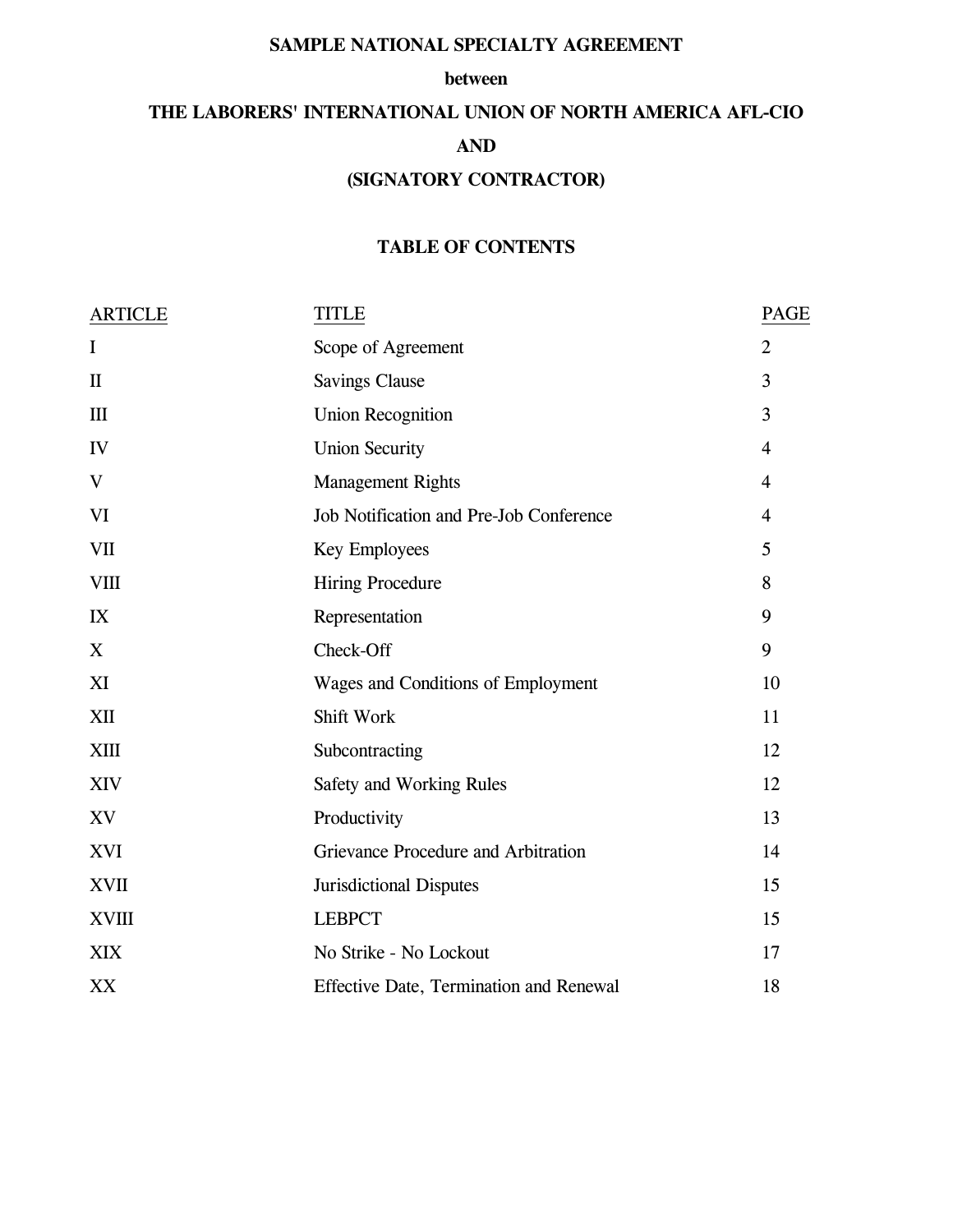**SAMPLE NATIONAL SPECIALTY AGREEMENT**

**between**

**THE LABORERS' INTERNATIONAL UNION OF NORTH AMERICA AFL-CIO**

**AND**

**(SIGNATORY CONTRACTOR)**

## TABLE OF CONTENTS

| ARTICLE | TITLE | PAGE |
|---|---|---|
| I | Scope of Agreement | 2 |
| II | Savings Clause | 3 |
| III | Union Recognition | 3 |
| IV | Union Security | 4 |
| V | Management Rights | 4 |
| VI | Job Notification and Pre-Job Conference | 4 |
| VII | Key Employees | 5 |
| VIII | Hiring Procedure | 8 |
| IX | Representation | 9 |
| X | Check-Off | 9 |
| XI | Wages and Conditions of Employment | 10 |
| XII | Shift Work | 11 |
| XIII | Subcontracting | 12 |
| XIV | Safety and Working Rules | 12 |
| XV | Productivity | 13 |
| XVI | Grievance Procedure and Arbitration | 14 |
| XVII | Jurisdictional Disputes | 15 |
| XVIII | LEBPCT | 15 |
| XIX | No Strike - No Lockout | 17 |
| XX | Effective Date, Termination and Renewal | 18 |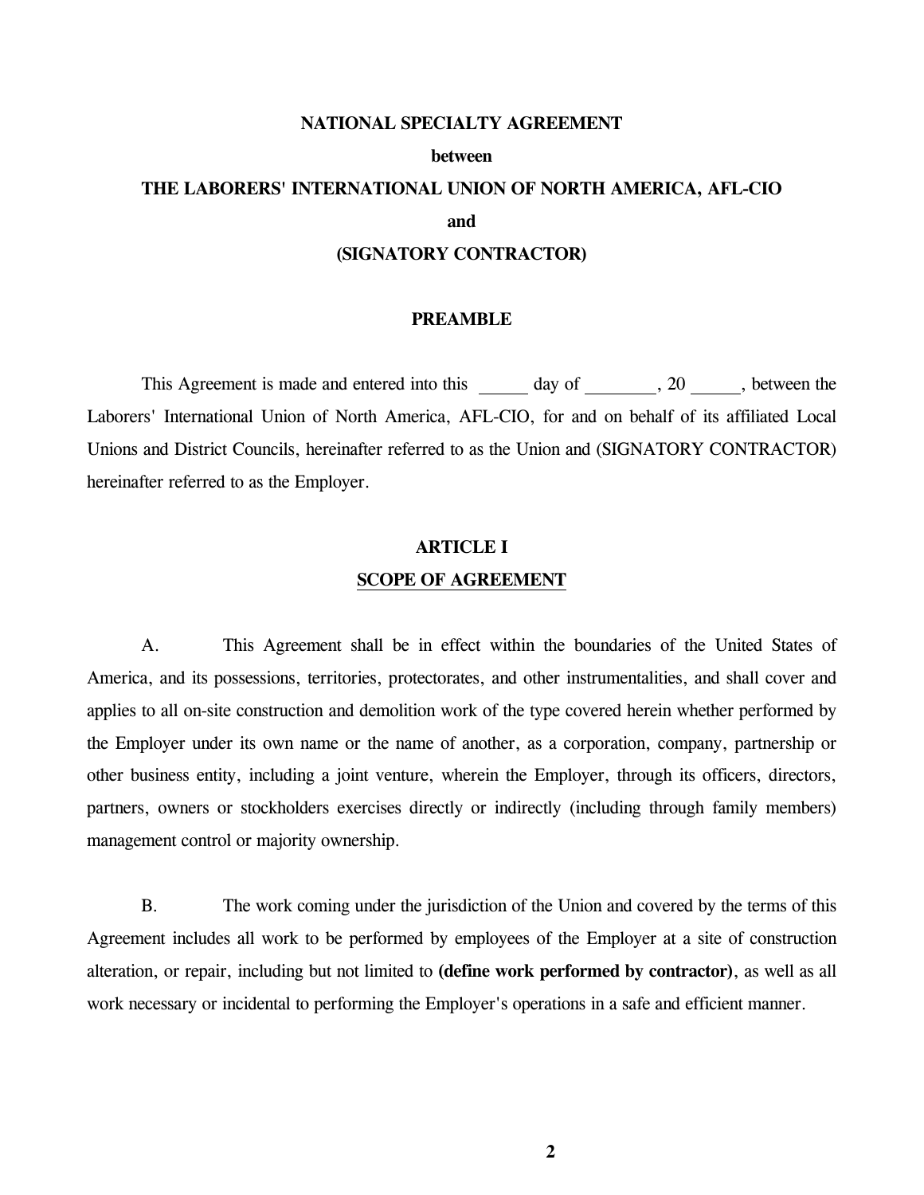**NATIONAL SPECIALTY AGREEMENT**

**between**

**THE LABORERS' INTERNATIONAL UNION OF NORTH AMERICA, AFL-CIO**

**and**

**(SIGNATORY CONTRACTOR)**

## PREAMBLE

This Agreement is made and entered into this ______ day of ________, 20 ______, between the Laborers' International Union of North America, AFL-CIO, for and on behalf of its affiliated Local Unions and District Councils, hereinafter referred to as the Union and (SIGNATORY CONTRACTOR) hereinafter referred to as the Employer.

## ARTICLE I
## SCOPE OF AGREEMENT

A. This Agreement shall be in effect within the boundaries of the United States of America, and its possessions, territories, protectorates, and other instrumentalities, and shall cover and applies to all on-site construction and demolition work of the type covered herein whether performed by the Employer under its own name or the name of another, as a corporation, company, partnership or other business entity, including a joint venture, wherein the Employer, through its officers, directors, partners, owners or stockholders exercises directly or indirectly (including through family members) management control or majority ownership.

B. The work coming under the jurisdiction of the Union and covered by the terms of this Agreement includes all work to be performed by employees of the Employer at a site of construction alteration, or repair, including but not limited to **(define work performed by contractor)**, as well as all work necessary or incidental to performing the Employer's operations in a safe and efficient manner.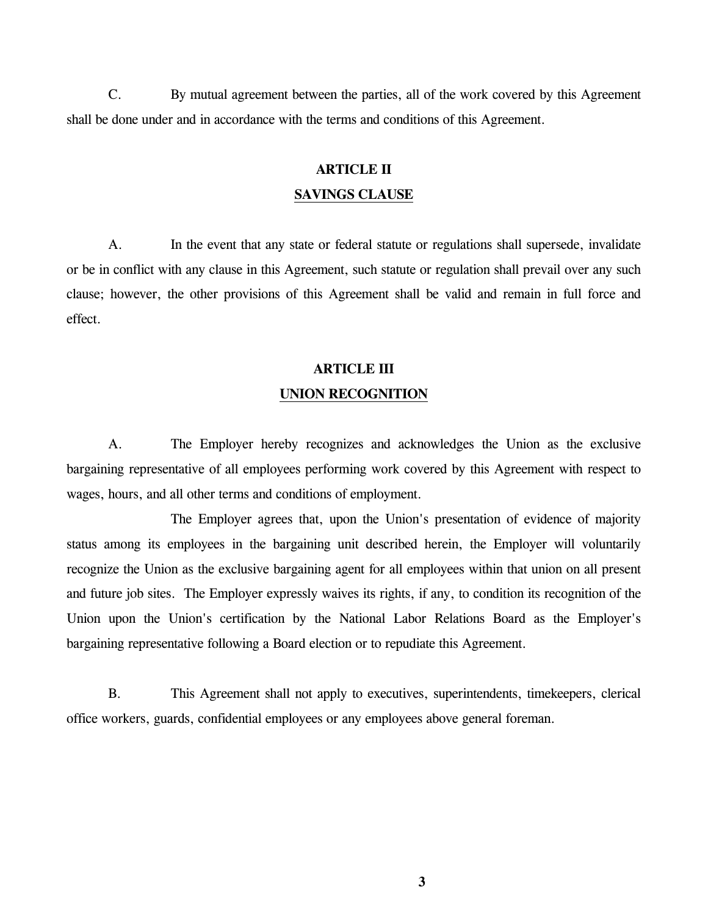C. By mutual agreement between the parties, all of the work covered by this Agreement shall be done under and in accordance with the terms and conditions of this Agreement.

## ARTICLE II
## SAVINGS CLAUSE

A. In the event that any state or federal statute or regulations shall supersede, invalidate or be in conflict with any clause in this Agreement, such statute or regulation shall prevail over any such clause; however, the other provisions of this Agreement shall be valid and remain in full force and effect.

## ARTICLE III
## UNION RECOGNITION

A. The Employer hereby recognizes and acknowledges the Union as the exclusive bargaining representative of all employees performing work covered by this Agreement with respect to wages, hours, and all other terms and conditions of employment.

The Employer agrees that, upon the Union's presentation of evidence of majority status among its employees in the bargaining unit described herein, the Employer will voluntarily recognize the Union as the exclusive bargaining agent for all employees within that union on all present and future job sites. The Employer expressly waives its rights, if any, to condition its recognition of the Union upon the Union's certification by the National Labor Relations Board as the Employer's bargaining representative following a Board election or to repudiate this Agreement.

B. This Agreement shall not apply to executives, superintendents, timekeepers, clerical office workers, guards, confidential employees or any employees above general foreman.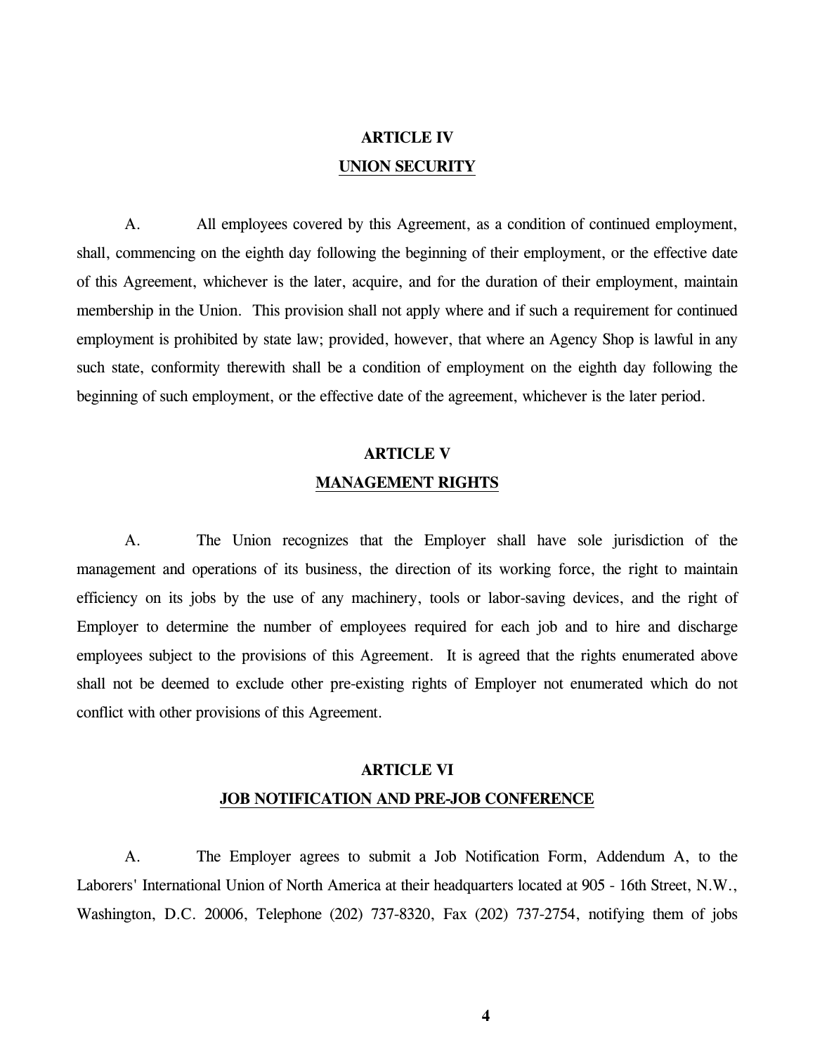## ARTICLE IV
## UNION SECURITY

A. All employees covered by this Agreement, as a condition of continued employment, shall, commencing on the eighth day following the beginning of their employment, or the effective date of this Agreement, whichever is the later, acquire, and for the duration of their employment, maintain membership in the Union. This provision shall not apply where and if such a requirement for continued employment is prohibited by state law; provided, however, that where an Agency Shop is lawful in any such state, conformity therewith shall be a condition of employment on the eighth day following the beginning of such employment, or the effective date of the agreement, whichever is the later period.

## ARTICLE V
## MANAGEMENT RIGHTS

A. The Union recognizes that the Employer shall have sole jurisdiction of the management and operations of its business, the direction of its working force, the right to maintain efficiency on its jobs by the use of any machinery, tools or labor-saving devices, and the right of Employer to determine the number of employees required for each job and to hire and discharge employees subject to the provisions of this Agreement. It is agreed that the rights enumerated above shall not be deemed to exclude other pre-existing rights of Employer not enumerated which do not conflict with other provisions of this Agreement.

## ARTICLE VI
## JOB NOTIFICATION AND PRE-JOB CONFERENCE

A. The Employer agrees to submit a Job Notification Form, Addendum A, to the Laborers' International Union of North America at their headquarters located at 905 - 16th Street, N.W., Washington, D.C. 20006, Telephone (202) 737-8320, Fax (202) 737-2754, notifying them of jobs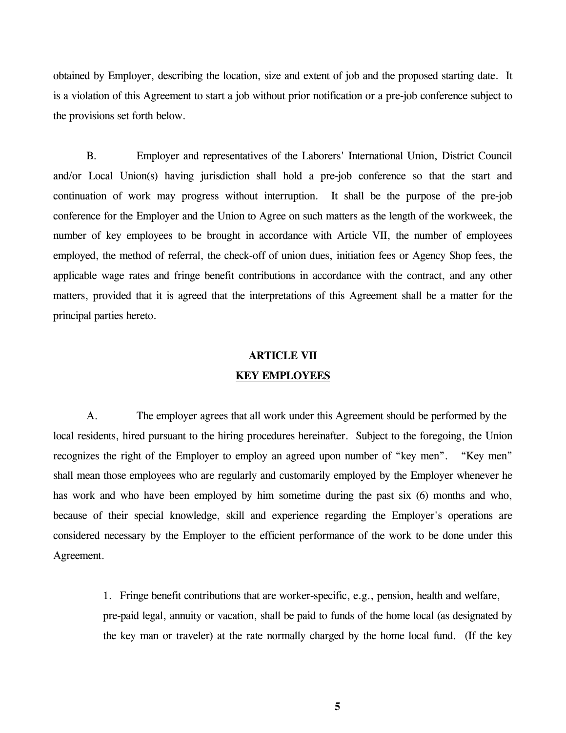obtained by Employer, describing the location, size and extent of job and the proposed starting date. It is a violation of this Agreement to start a job without prior notification or a pre-job conference subject to the provisions set forth below.

B. Employer and representatives of the Laborers' International Union, District Council and/or Local Union(s) having jurisdiction shall hold a pre-job conference so that the start and continuation of work may progress without interruption. It shall be the purpose of the pre-job conference for the Employer and the Union to Agree on such matters as the length of the workweek, the number of key employees to be brought in accordance with Article VII, the number of employees employed, the method of referral, the check-off of union dues, initiation fees or Agency Shop fees, the applicable wage rates and fringe benefit contributions in accordance with the contract, and any other matters, provided that it is agreed that the interpretations of this Agreement shall be a matter for the principal parties hereto.

## ARTICLE VII
## KEY EMPLOYEES

A. The employer agrees that all work under this Agreement should be performed by the local residents, hired pursuant to the hiring procedures hereinafter. Subject to the foregoing, the Union recognizes the right of the Employer to employ an agreed upon number of "key men". "Key men" shall mean those employees who are regularly and customarily employed by the Employer whenever he has work and who have been employed by him sometime during the past six (6) months and who, because of their special knowledge, skill and experience regarding the Employer's operations are considered necessary by the Employer to the efficient performance of the work to be done under this Agreement.

1. Fringe benefit contributions that are worker-specific, e.g., pension, health and welfare, pre-paid legal, annuity or vacation, shall be paid to funds of the home local (as designated by the key man or traveler) at the rate normally charged by the home local fund. (If the key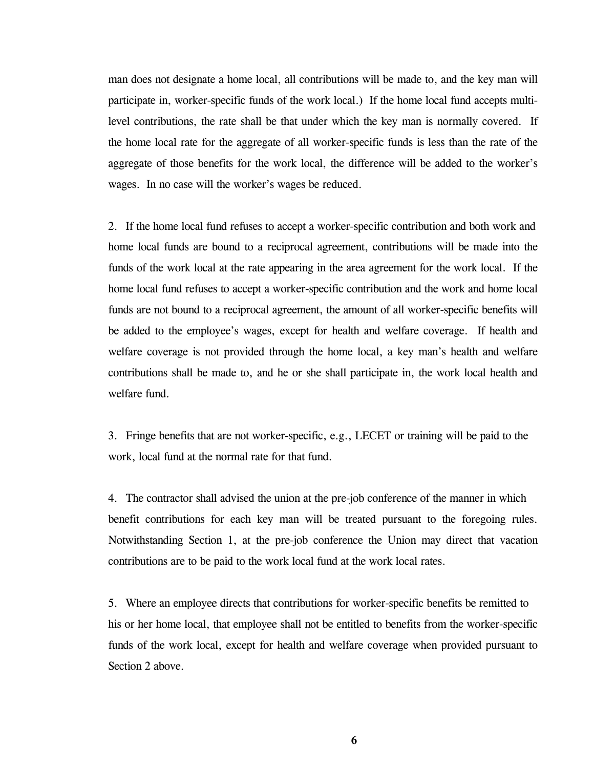man does not designate a home local, all contributions will be made to, and the key man will participate in, worker-specific funds of the work local.) If the home local fund accepts multi-level contributions, the rate shall be that under which the key man is normally covered. If the home local rate for the aggregate of all worker-specific funds is less than the rate of the aggregate of those benefits for the work local, the difference will be added to the worker's wages. In no case will the worker's wages be reduced.

2. If the home local fund refuses to accept a worker-specific contribution and both work and home local funds are bound to a reciprocal agreement, contributions will be made into the funds of the work local at the rate appearing in the area agreement for the work local. If the home local fund refuses to accept a worker-specific contribution and the work and home local funds are not bound to a reciprocal agreement, the amount of all worker-specific benefits will be added to the employee's wages, except for health and welfare coverage. If health and welfare coverage is not provided through the home local, a key man's health and welfare contributions shall be made to, and he or she shall participate in, the work local health and welfare fund.

3. Fringe benefits that are not worker-specific, e.g., LECET or training will be paid to the work, local fund at the normal rate for that fund.

4. The contractor shall advised the union at the pre-job conference of the manner in which benefit contributions for each key man will be treated pursuant to the foregoing rules. Notwithstanding Section 1, at the pre-job conference the Union may direct that vacation contributions are to be paid to the work local fund at the work local rates.

5. Where an employee directs that contributions for worker-specific benefits be remitted to his or her home local, that employee shall not be entitled to benefits from the worker-specific funds of the work local, except for health and welfare coverage when provided pursuant to Section 2 above.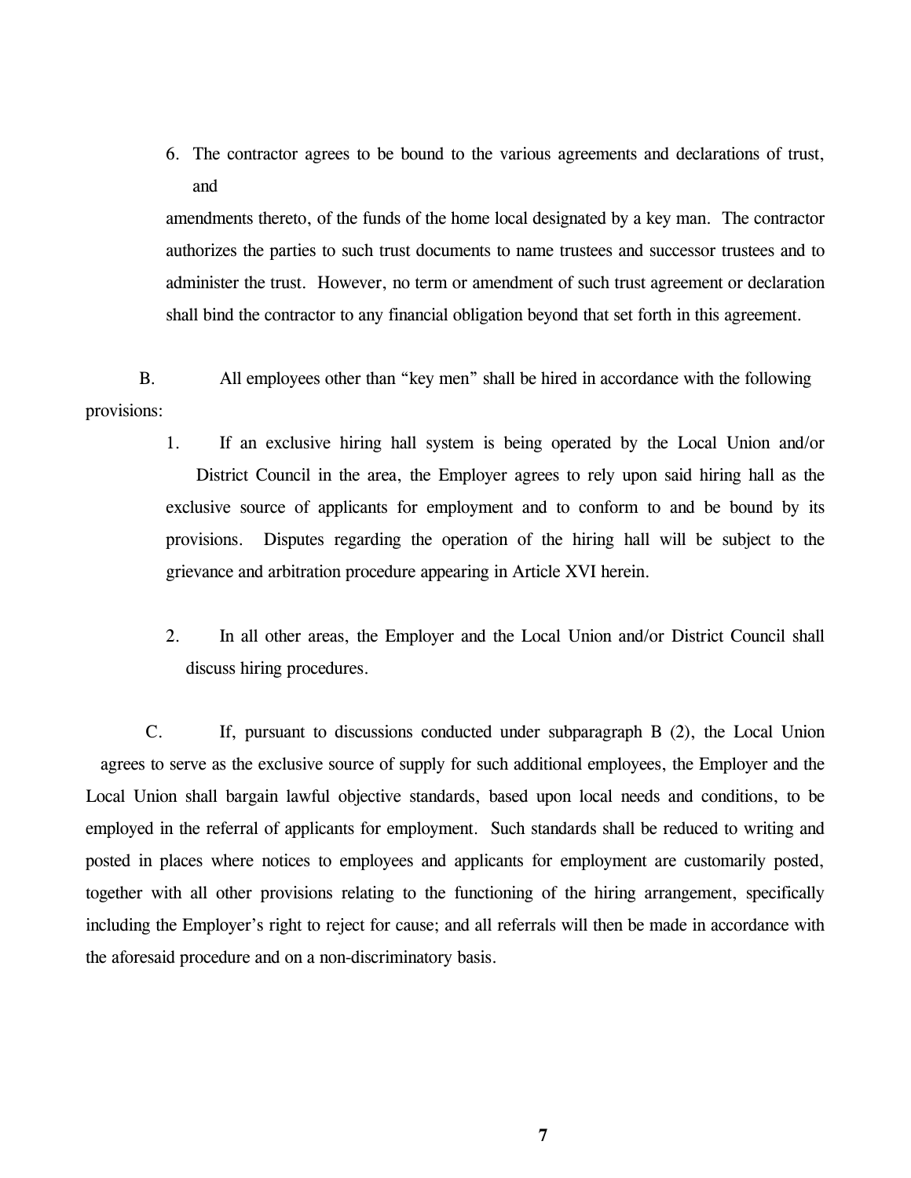6. The contractor agrees to be bound to the various agreements and declarations of trust, and amendments thereto, of the funds of the home local designated by a key man. The contractor authorizes the parties to such trust documents to name trustees and successor trustees and to administer the trust. However, no term or amendment of such trust agreement or declaration shall bind the contractor to any financial obligation beyond that set forth in this agreement.

B. All employees other than "key men" shall be hired in accordance with the following provisions:

1. If an exclusive hiring hall system is being operated by the Local Union and/or District Council in the area, the Employer agrees to rely upon said hiring hall as the exclusive source of applicants for employment and to conform to and be bound by its provisions. Disputes regarding the operation of the hiring hall will be subject to the grievance and arbitration procedure appearing in Article XVI herein.

2. In all other areas, the Employer and the Local Union and/or District Council shall discuss hiring procedures.

C. If, pursuant to discussions conducted under subparagraph B (2), the Local Union agrees to serve as the exclusive source of supply for such additional employees, the Employer and the Local Union shall bargain lawful objective standards, based upon local needs and conditions, to be employed in the referral of applicants for employment. Such standards shall be reduced to writing and posted in places where notices to employees and applicants for employment are customarily posted, together with all other provisions relating to the functioning of the hiring arrangement, specifically including the Employer's right to reject for cause; and all referrals will then be made in accordance with the aforesaid procedure and on a non-discriminatory basis.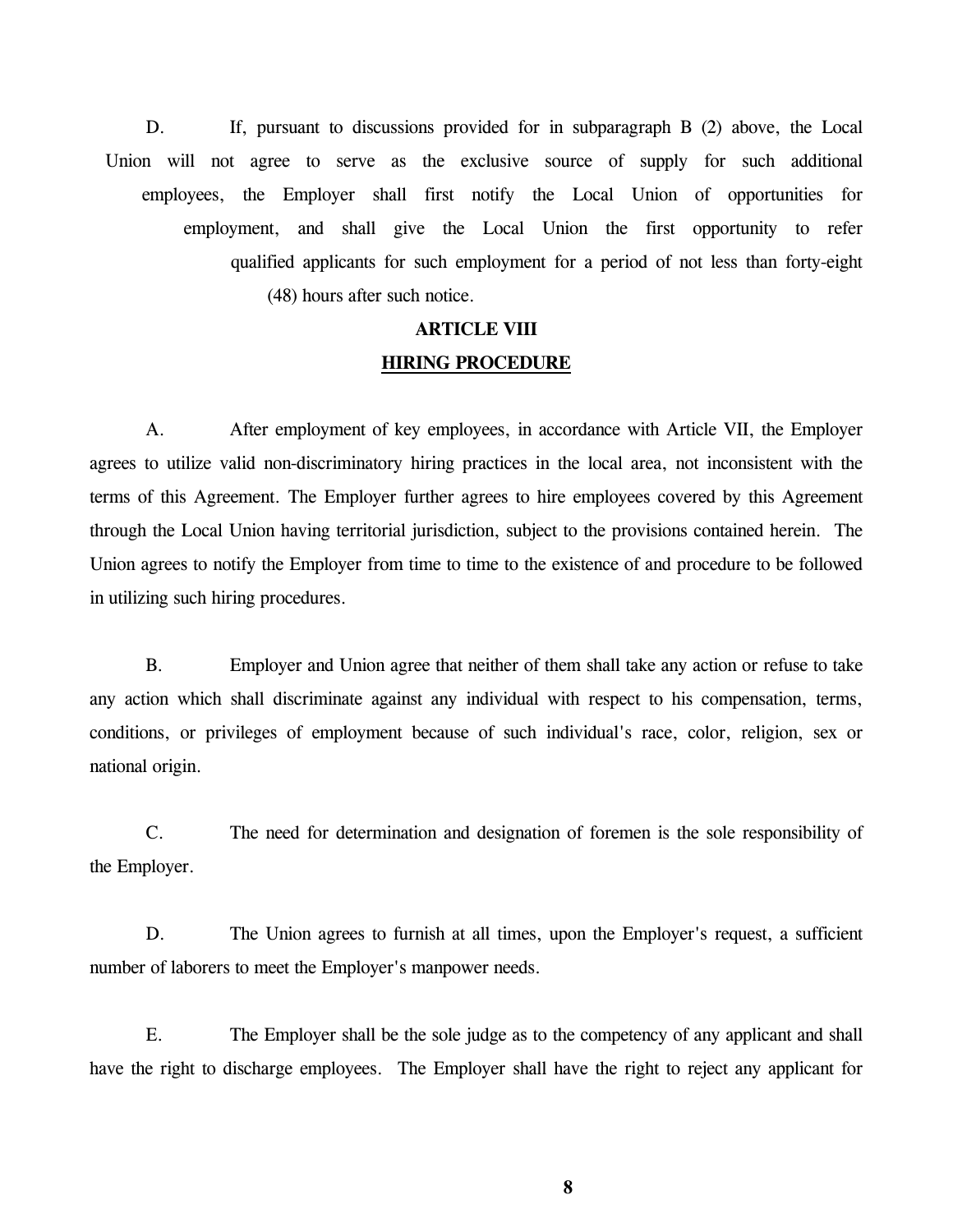D. If, pursuant to discussions provided for in subparagraph B (2) above, the Local Union will not agree to serve as the exclusive source of supply for such additional employees, the Employer shall first notify the Local Union of opportunities for employment, and shall give the Local Union the first opportunity to refer qualified applicants for such employment for a period of not less than forty-eight (48) hours after such notice.

## ARTICLE VIII

## HIRING PROCEDURE

A. After employment of key employees, in accordance with Article VII, the Employer agrees to utilize valid non-discriminatory hiring practices in the local area, not inconsistent with the terms of this Agreement. The Employer further agrees to hire employees covered by this Agreement through the Local Union having territorial jurisdiction, subject to the provisions contained herein. The Union agrees to notify the Employer from time to time to the existence of and procedure to be followed in utilizing such hiring procedures.

B. Employer and Union agree that neither of them shall take any action or refuse to take any action which shall discriminate against any individual with respect to his compensation, terms, conditions, or privileges of employment because of such individual's race, color, religion, sex or national origin.

C. The need for determination and designation of foremen is the sole responsibility of the Employer.

D. The Union agrees to furnish at all times, upon the Employer's request, a sufficient number of laborers to meet the Employer's manpower needs.

E. The Employer shall be the sole judge as to the competency of any applicant and shall have the right to discharge employees. The Employer shall have the right to reject any applicant for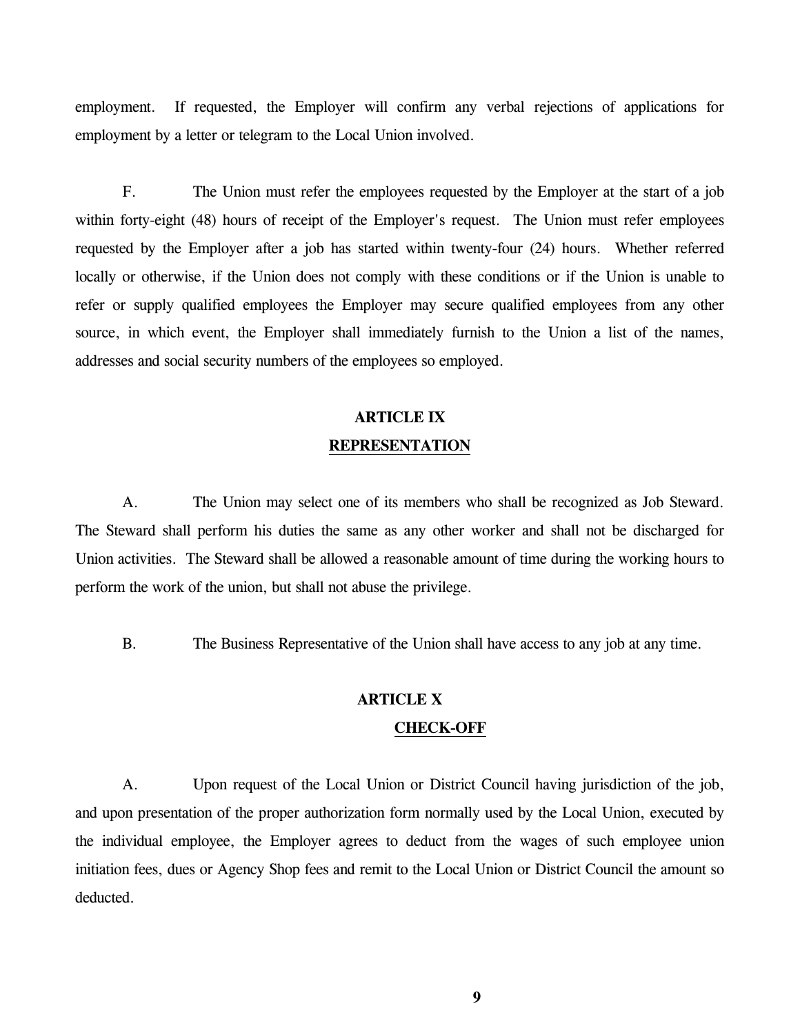employment. If requested, the Employer will confirm any verbal rejections of applications for employment by a letter or telegram to the Local Union involved.

F. The Union must refer the employees requested by the Employer at the start of a job within forty-eight (48) hours of receipt of the Employer's request. The Union must refer employees requested by the Employer after a job has started within twenty-four (24) hours. Whether referred locally or otherwise, if the Union does not comply with these conditions or if the Union is unable to refer or supply qualified employees the Employer may secure qualified employees from any other source, in which event, the Employer shall immediately furnish to the Union a list of the names, addresses and social security numbers of the employees so employed.

## ARTICLE IX
## REPRESENTATION

A. The Union may select one of its members who shall be recognized as Job Steward. The Steward shall perform his duties the same as any other worker and shall not be discharged for Union activities. The Steward shall be allowed a reasonable amount of time during the working hours to perform the work of the union, but shall not abuse the privilege.

B. The Business Representative of the Union shall have access to any job at any time.

## ARTICLE X
## CHECK-OFF

A. Upon request of the Local Union or District Council having jurisdiction of the job, and upon presentation of the proper authorization form normally used by the Local Union, executed by the individual employee, the Employer agrees to deduct from the wages of such employee union initiation fees, dues or Agency Shop fees and remit to the Local Union or District Council the amount so deducted.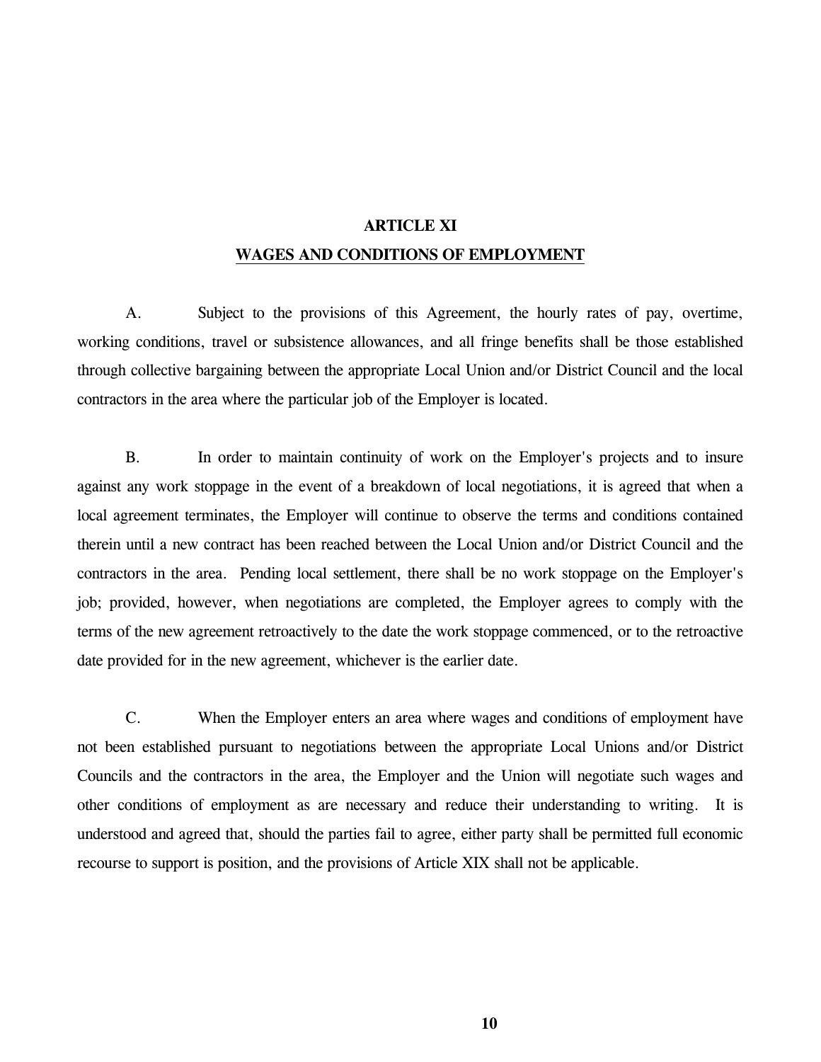## ARTICLE XI

## WAGES AND CONDITIONS OF EMPLOYMENT

A. Subject to the provisions of this Agreement, the hourly rates of pay, overtime, working conditions, travel or subsistence allowances, and all fringe benefits shall be those established through collective bargaining between the appropriate Local Union and/or District Council and the local contractors in the area where the particular job of the Employer is located.

B. In order to maintain continuity of work on the Employer's projects and to insure against any work stoppage in the event of a breakdown of local negotiations, it is agreed that when a local agreement terminates, the Employer will continue to observe the terms and conditions contained therein until a new contract has been reached between the Local Union and/or District Council and the contractors in the area. Pending local settlement, there shall be no work stoppage on the Employer's job; provided, however, when negotiations are completed, the Employer agrees to comply with the terms of the new agreement retroactively to the date the work stoppage commenced, or to the retroactive date provided for in the new agreement, whichever is the earlier date.

C. When the Employer enters an area where wages and conditions of employment have not been established pursuant to negotiations between the appropriate Local Unions and/or District Councils and the contractors in the area, the Employer and the Union will negotiate such wages and other conditions of employment as are necessary and reduce their understanding to writing. It is understood and agreed that, should the parties fail to agree, either party shall be permitted full economic recourse to support is position, and the provisions of Article XIX shall not be applicable.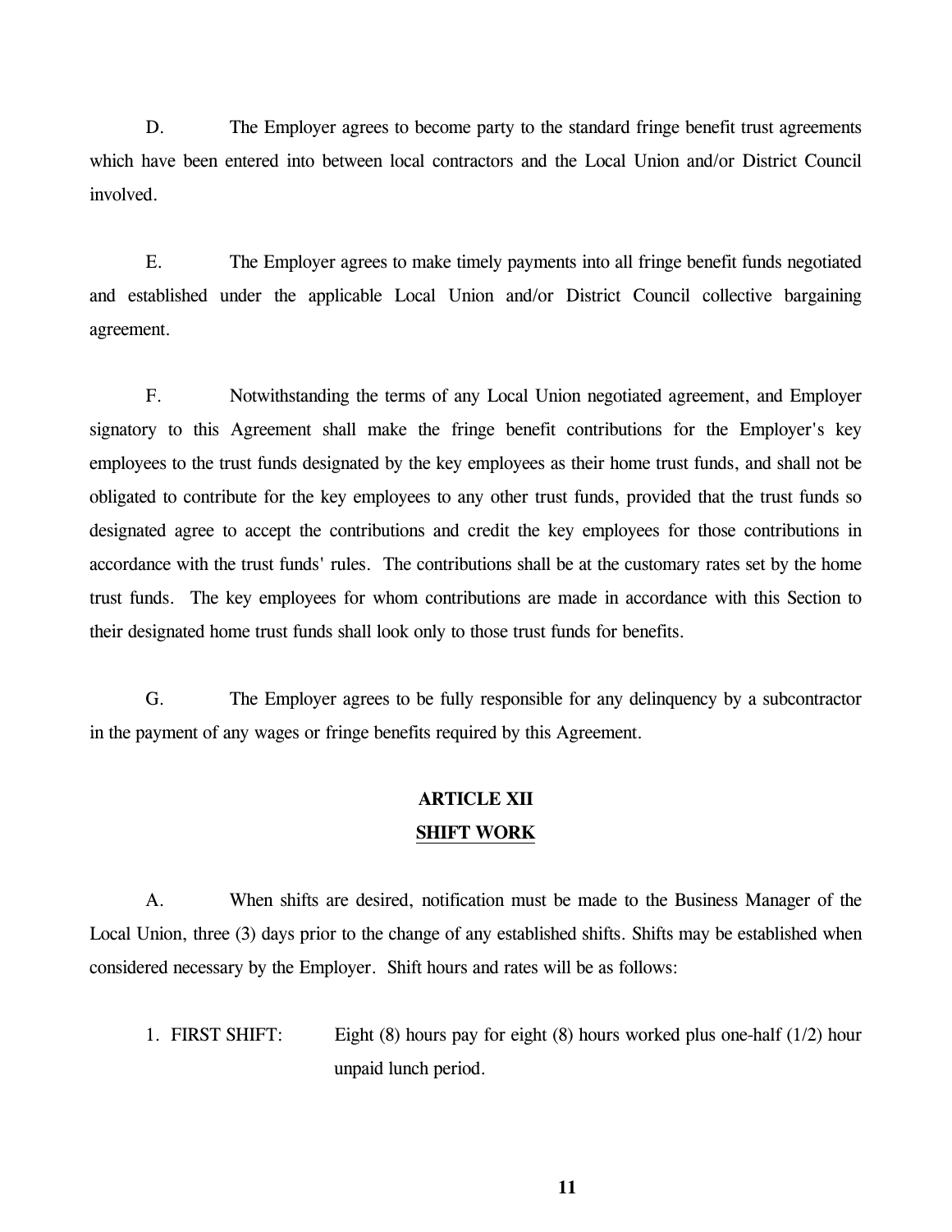D. The Employer agrees to become party to the standard fringe benefit trust agreements which have been entered into between local contractors and the Local Union and/or District Council involved.

E. The Employer agrees to make timely payments into all fringe benefit funds negotiated and established under the applicable Local Union and/or District Council collective bargaining agreement.

F. Notwithstanding the terms of any Local Union negotiated agreement, and Employer signatory to this Agreement shall make the fringe benefit contributions for the Employer's key employees to the trust funds designated by the key employees as their home trust funds, and shall not be obligated to contribute for the key employees to any other trust funds, provided that the trust funds so designated agree to accept the contributions and credit the key employees for those contributions in accordance with the trust funds' rules. The contributions shall be at the customary rates set by the home trust funds. The key employees for whom contributions are made in accordance with this Section to their designated home trust funds shall look only to those trust funds for benefits.

G. The Employer agrees to be fully responsible for any delinquency by a subcontractor in the payment of any wages or fringe benefits required by this Agreement.

## ARTICLE XII
## SHIFT WORK

A. When shifts are desired, notification must be made to the Business Manager of the Local Union, three (3) days prior to the change of any established shifts. Shifts may be established when considered necessary by the Employer. Shift hours and rates will be as follows:

1. FIRST SHIFT: Eight (8) hours pay for eight (8) hours worked plus one-half (1/2) hour unpaid lunch period.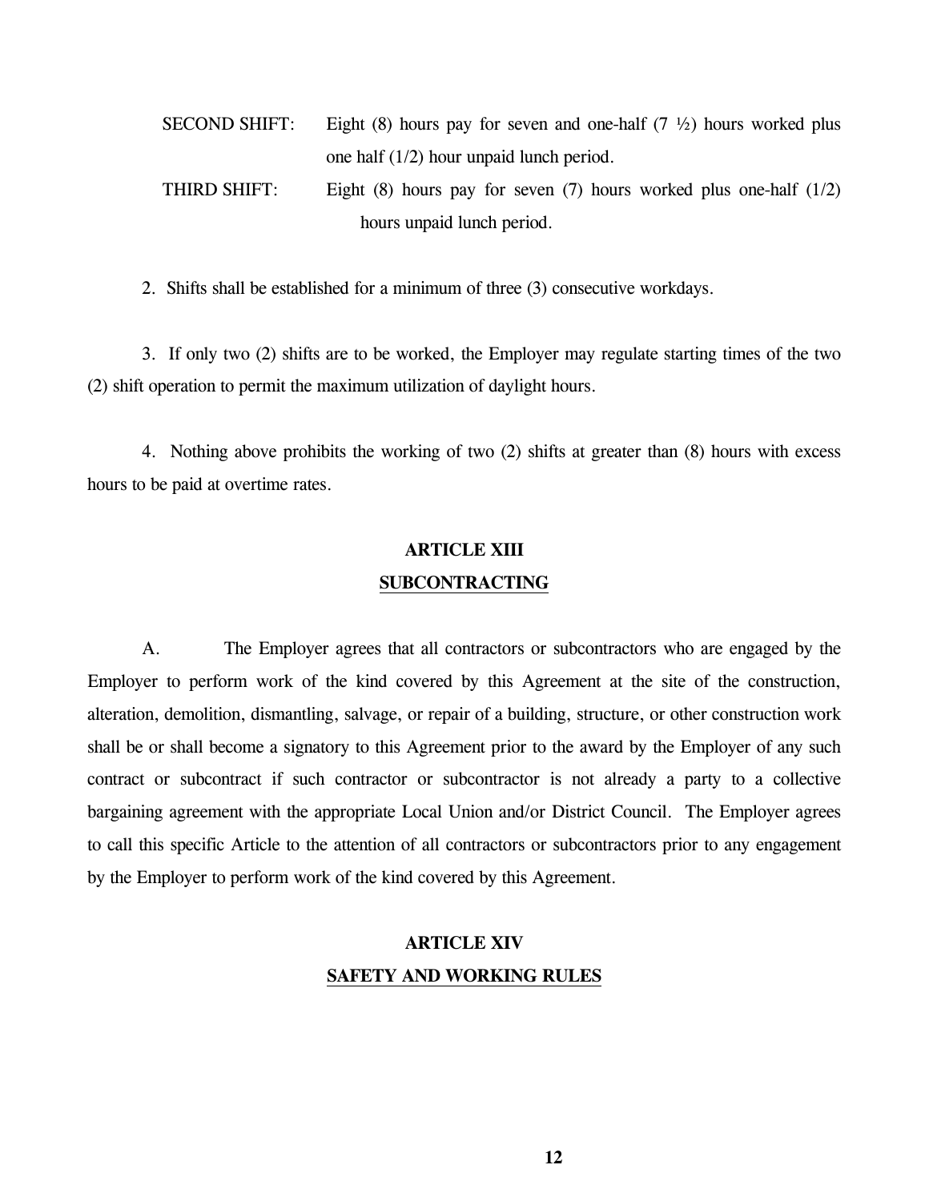SECOND SHIFT: Eight (8) hours pay for seven and one-half (7 ½) hours worked plus one half (1/2) hour unpaid lunch period.

THIRD SHIFT: Eight (8) hours pay for seven (7) hours worked plus one-half (1/2) hours unpaid lunch period.

2. Shifts shall be established for a minimum of three (3) consecutive workdays.

3. If only two (2) shifts are to be worked, the Employer may regulate starting times of the two (2) shift operation to permit the maximum utilization of daylight hours.

4. Nothing above prohibits the working of two (2) shifts at greater than (8) hours with excess hours to be paid at overtime rates.

## ARTICLE XIII
## <u>SUBCONTRACTING</u>

A. The Employer agrees that all contractors or subcontractors who are engaged by the Employer to perform work of the kind covered by this Agreement at the site of the construction, alteration, demolition, dismantling, salvage, or repair of a building, structure, or other construction work shall be or shall become a signatory to this Agreement prior to the award by the Employer of any such contract or subcontract if such contractor or subcontractor is not already a party to a collective bargaining agreement with the appropriate Local Union and/or District Council. The Employer agrees to call this specific Article to the attention of all contractors or subcontractors prior to any engagement by the Employer to perform work of the kind covered by this Agreement.

## ARTICLE XIV
## <u>SAFETY AND WORKING RULES</u>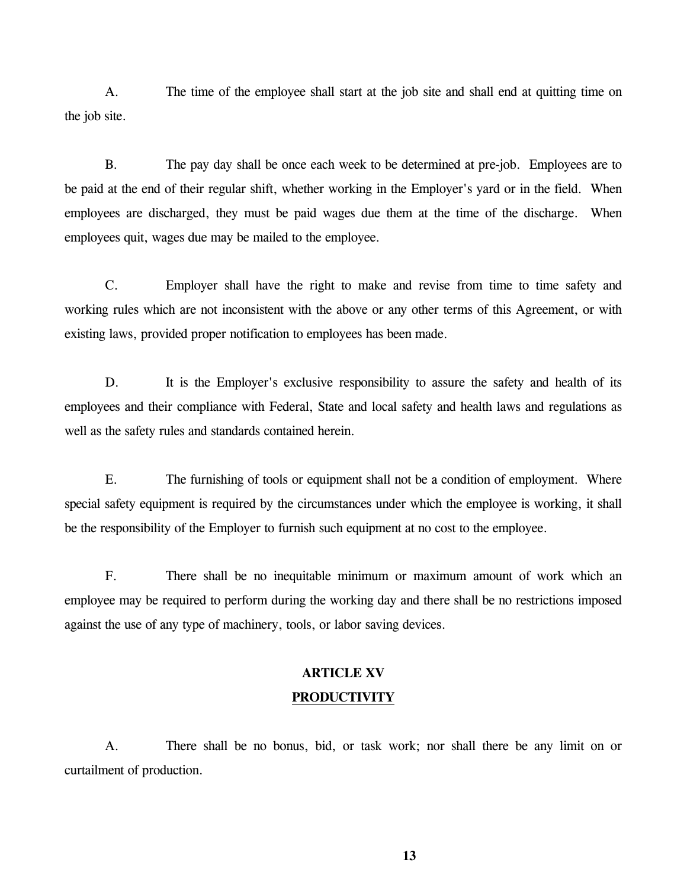A. The time of the employee shall start at the job site and shall end at quitting time on the job site.

B. The pay day shall be once each week to be determined at pre-job. Employees are to be paid at the end of their regular shift, whether working in the Employer's yard or in the field. When employees are discharged, they must be paid wages due them at the time of the discharge. When employees quit, wages due may be mailed to the employee.

C. Employer shall have the right to make and revise from time to time safety and working rules which are not inconsistent with the above or any other terms of this Agreement, or with existing laws, provided proper notification to employees has been made.

D. It is the Employer's exclusive responsibility to assure the safety and health of its employees and their compliance with Federal, State and local safety and health laws and regulations as well as the safety rules and standards contained herein.

E. The furnishing of tools or equipment shall not be a condition of employment. Where special safety equipment is required by the circumstances under which the employee is working, it shall be the responsibility of the Employer to furnish such equipment at no cost to the employee.

F. There shall be no inequitable minimum or maximum amount of work which an employee may be required to perform during the working day and there shall be no restrictions imposed against the use of any type of machinery, tools, or labor saving devices.

## ARTICLE XV
## PRODUCTIVITY

A. There shall be no bonus, bid, or task work; nor shall there be any limit on or curtailment of production.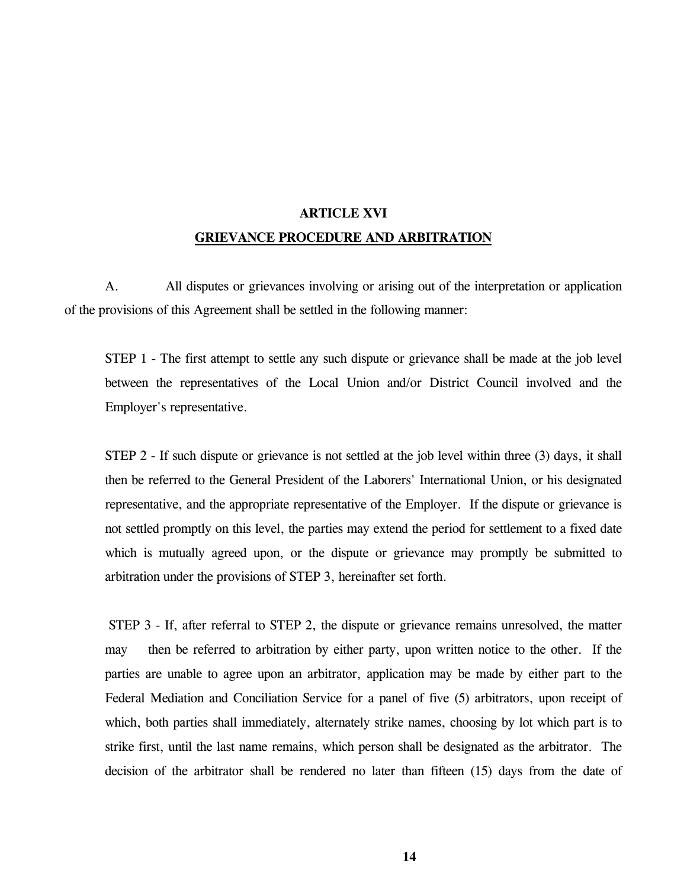## ARTICLE XVI

## GRIEVANCE PROCEDURE AND ARBITRATION

A. All disputes or grievances involving or arising out of the interpretation or application of the provisions of this Agreement shall be settled in the following manner:

STEP 1 - The first attempt to settle any such dispute or grievance shall be made at the job level between the representatives of the Local Union and/or District Council involved and the Employer's representative.

STEP 2 - If such dispute or grievance is not settled at the job level within three (3) days, it shall then be referred to the General President of the Laborers' International Union, or his designated representative, and the appropriate representative of the Employer. If the dispute or grievance is not settled promptly on this level, the parties may extend the period for settlement to a fixed date which is mutually agreed upon, or the dispute or grievance may promptly be submitted to arbitration under the provisions of STEP 3, hereinafter set forth.

STEP 3 - If, after referral to STEP 2, the dispute or grievance remains unresolved, the matter may then be referred to arbitration by either party, upon written notice to the other. If the parties are unable to agree upon an arbitrator, application may be made by either part to the Federal Mediation and Conciliation Service for a panel of five (5) arbitrators, upon receipt of which, both parties shall immediately, alternately strike names, choosing by lot which part is to strike first, until the last name remains, which person shall be designated as the arbitrator. The decision of the arbitrator shall be rendered no later than fifteen (15) days from the date of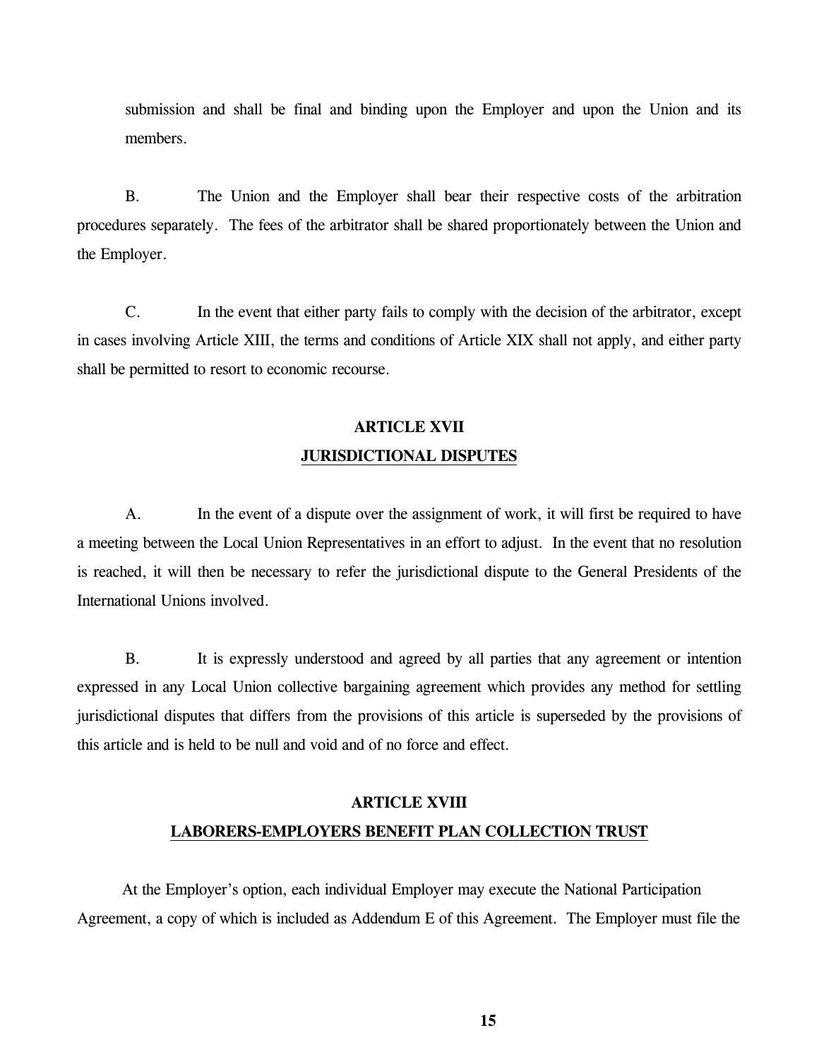submission and shall be final and binding upon the Employer and upon the Union and its members.

B. The Union and the Employer shall bear their respective costs of the arbitration procedures separately. The fees of the arbitrator shall be shared proportionately between the Union and the Employer.

C. In the event that either party fails to comply with the decision of the arbitrator, except in cases involving Article XIII, the terms and conditions of Article XIX shall not apply, and either party shall be permitted to resort to economic recourse.

## ARTICLE XVII
## JURISDICTIONAL DISPUTES

A. In the event of a dispute over the assignment of work, it will first be required to have a meeting between the Local Union Representatives in an effort to adjust. In the event that no resolution is reached, it will then be necessary to refer the jurisdictional dispute to the General Presidents of the International Unions involved.

B. It is expressly understood and agreed by all parties that any agreement or intention expressed in any Local Union collective bargaining agreement which provides any method for settling jurisdictional disputes that differs from the provisions of this article is superseded by the provisions of this article and is held to be null and void and of no force and effect.

## ARTICLE XVIII
## LABORERS-EMPLOYERS BENEFIT PLAN COLLECTION TRUST

At the Employer's option, each individual Employer may execute the National Participation Agreement, a copy of which is included as Addendum E of this Agreement. The Employer must file the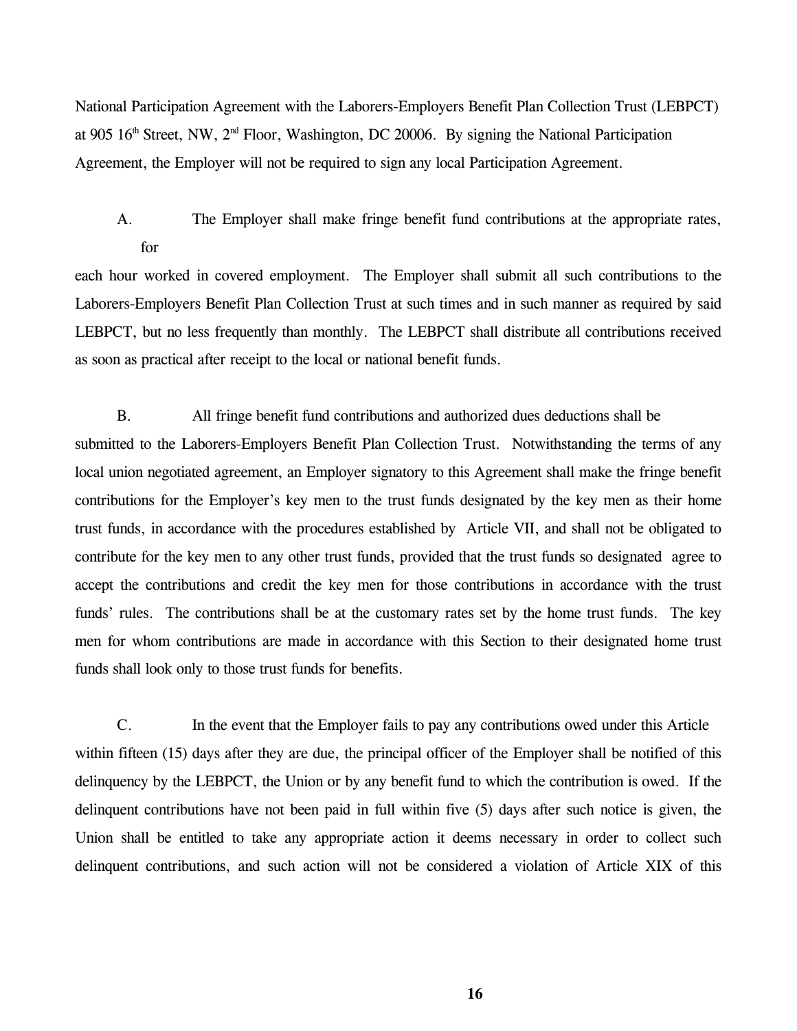National Participation Agreement with the Laborers-Employers Benefit Plan Collection Trust (LEBPCT) at 905 16th Street, NW, 2nd Floor, Washington, DC 20006. By signing the National Participation Agreement, the Employer will not be required to sign any local Participation Agreement.

A. The Employer shall make fringe benefit fund contributions at the appropriate rates, for each hour worked in covered employment. The Employer shall submit all such contributions to the Laborers-Employers Benefit Plan Collection Trust at such times and in such manner as required by said LEBPCT, but no less frequently than monthly. The LEBPCT shall distribute all contributions received as soon as practical after receipt to the local or national benefit funds.

B. All fringe benefit fund contributions and authorized dues deductions shall be submitted to the Laborers-Employers Benefit Plan Collection Trust. Notwithstanding the terms of any local union negotiated agreement, an Employer signatory to this Agreement shall make the fringe benefit contributions for the Employer's key men to the trust funds designated by the key men as their home trust funds, in accordance with the procedures established by Article VII, and shall not be obligated to contribute for the key men to any other trust funds, provided that the trust funds so designated agree to accept the contributions and credit the key men for those contributions in accordance with the trust funds' rules. The contributions shall be at the customary rates set by the home trust funds. The key men for whom contributions are made in accordance with this Section to their designated home trust funds shall look only to those trust funds for benefits.

C. In the event that the Employer fails to pay any contributions owed under this Article within fifteen (15) days after they are due, the principal officer of the Employer shall be notified of this delinquency by the LEBPCT, the Union or by any benefit fund to which the contribution is owed. If the delinquent contributions have not been paid in full within five (5) days after such notice is given, the Union shall be entitled to take any appropriate action it deems necessary in order to collect such delinquent contributions, and such action will not be considered a violation of Article XIX of this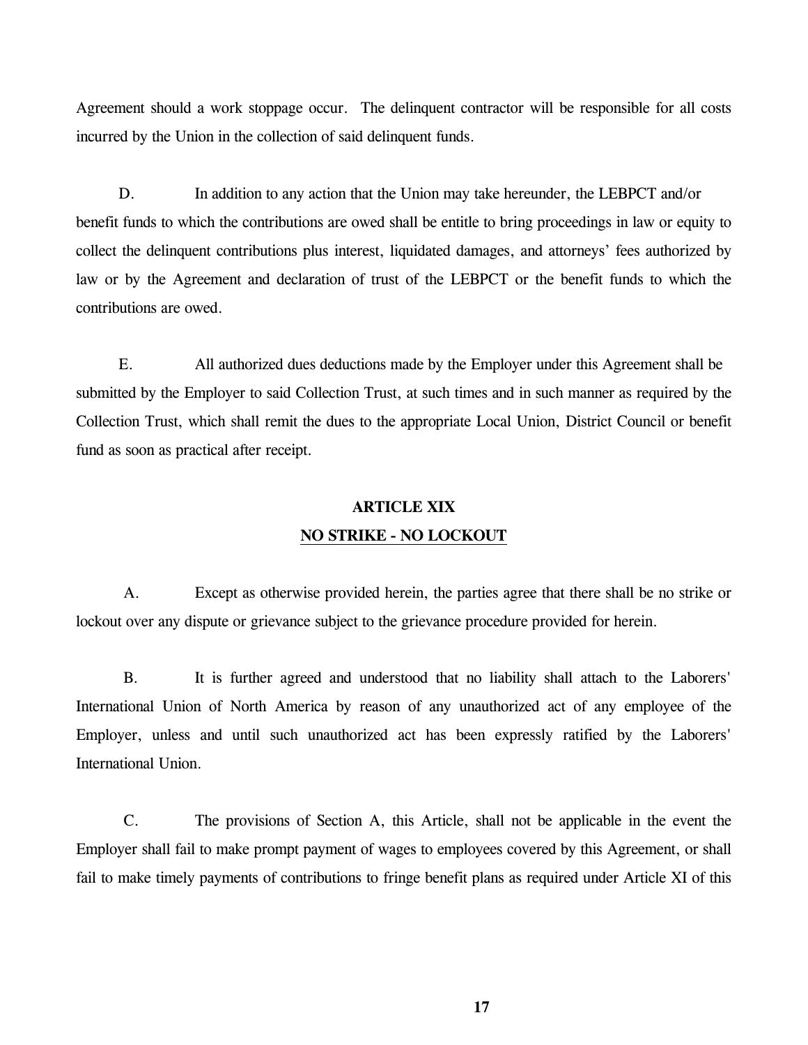Agreement should a work stoppage occur. The delinquent contractor will be responsible for all costs incurred by the Union in the collection of said delinquent funds.

D. In addition to any action that the Union may take hereunder, the LEBPCT and/or benefit funds to which the contributions are owed shall be entitle to bring proceedings in law or equity to collect the delinquent contributions plus interest, liquidated damages, and attorneys' fees authorized by law or by the Agreement and declaration of trust of the LEBPCT or the benefit funds to which the contributions are owed.

E. All authorized dues deductions made by the Employer under this Agreement shall be submitted by the Employer to said Collection Trust, at such times and in such manner as required by the Collection Trust, which shall remit the dues to the appropriate Local Union, District Council or benefit fund as soon as practical after receipt.

## ARTICLE XIX
## NO STRIKE - NO LOCKOUT

A. Except as otherwise provided herein, the parties agree that there shall be no strike or lockout over any dispute or grievance subject to the grievance procedure provided for herein.

B. It is further agreed and understood that no liability shall attach to the Laborers' International Union of North America by reason of any unauthorized act of any employee of the Employer, unless and until such unauthorized act has been expressly ratified by the Laborers' International Union.

C. The provisions of Section A, this Article, shall not be applicable in the event the Employer shall fail to make prompt payment of wages to employees covered by this Agreement, or shall fail to make timely payments of contributions to fringe benefit plans as required under Article XI of this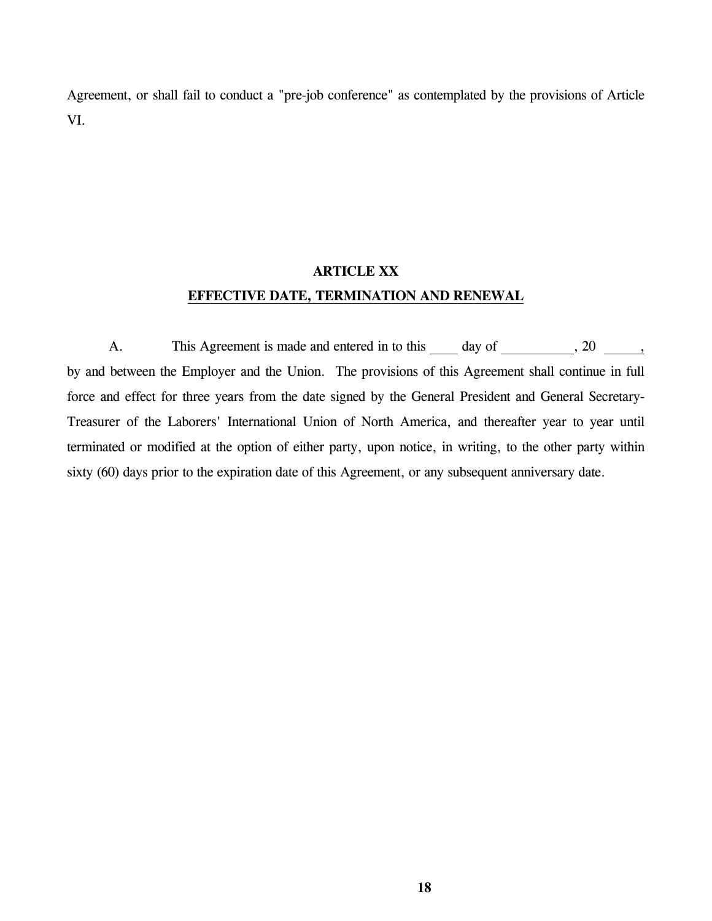Agreement, or shall fail to conduct a "pre-job conference" as contemplated by the provisions of Article VI.

## ARTICLE XX

## EFFECTIVE DATE, TERMINATION AND RENEWAL

A. This Agreement is made and entered in to this ____ day of __________, 20 _____, by and between the Employer and the Union. The provisions of this Agreement shall continue in full force and effect for three years from the date signed by the General President and General Secretary-Treasurer of the Laborers' International Union of North America, and thereafter year to year until terminated or modified at the option of either party, upon notice, in writing, to the other party within sixty (60) days prior to the expiration date of this Agreement, or any subsequent anniversary date.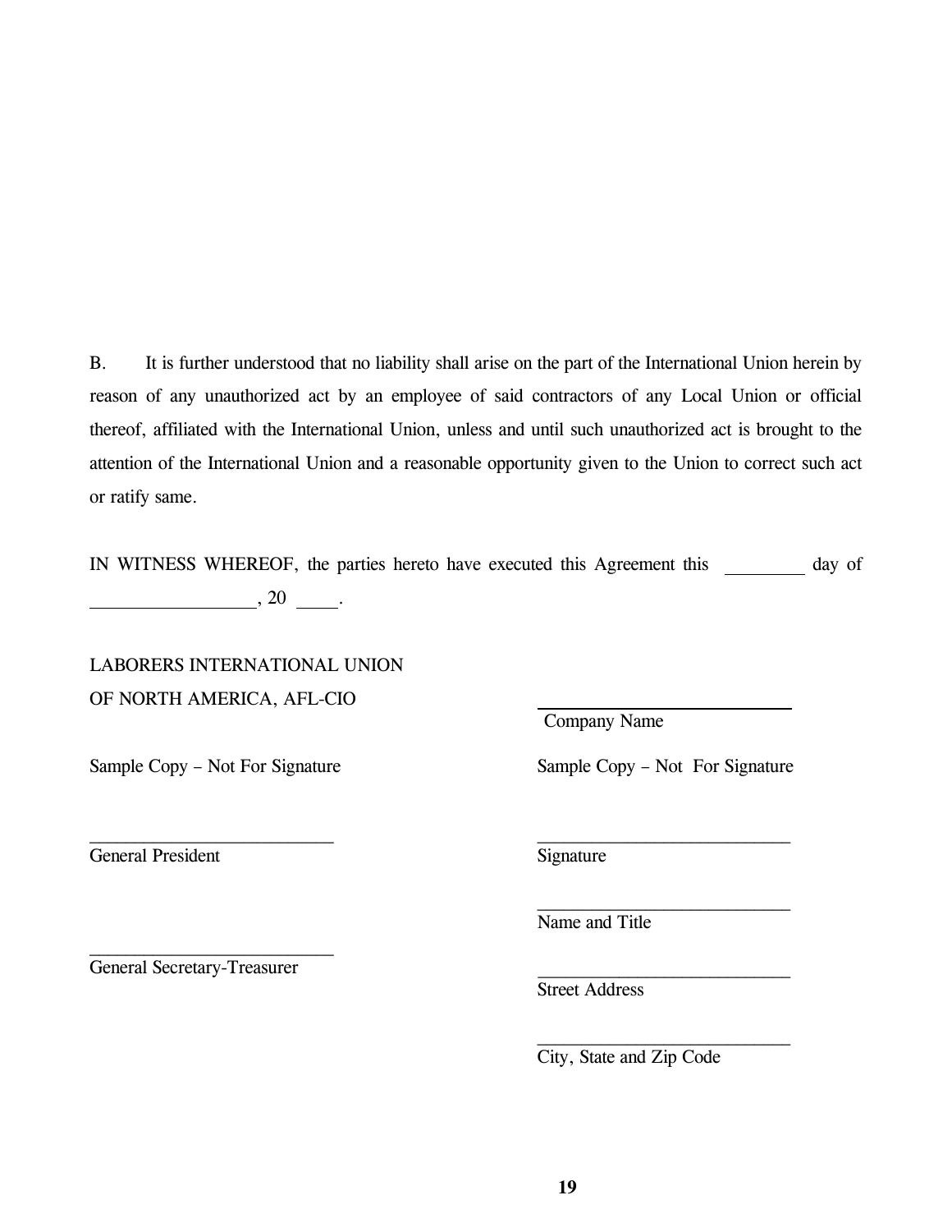B. It is further understood that no liability shall arise on the part of the International Union herein by reason of any unauthorized act by an employee of said contractors of any Local Union or official thereof, affiliated with the International Union, unless and until such unauthorized act is brought to the attention of the International Union and a reasonable opportunity given to the Union to correct such act or ratify same.

IN WITNESS WHEREOF, the parties hereto have executed this Agreement this _________ day of __________________, 20 ____.

LABORERS INTERNATIONAL UNION
OF NORTH AMERICA, AFL-CIO

Sample Copy – Not For Signature

___________________________
General President

___________________________
General Secretary-Treasurer

___________________________
Company Name

Sample Copy – Not For Signature

___________________________
Signature

___________________________
Name and Title

___________________________
Street Address

___________________________
City, State and Zip Code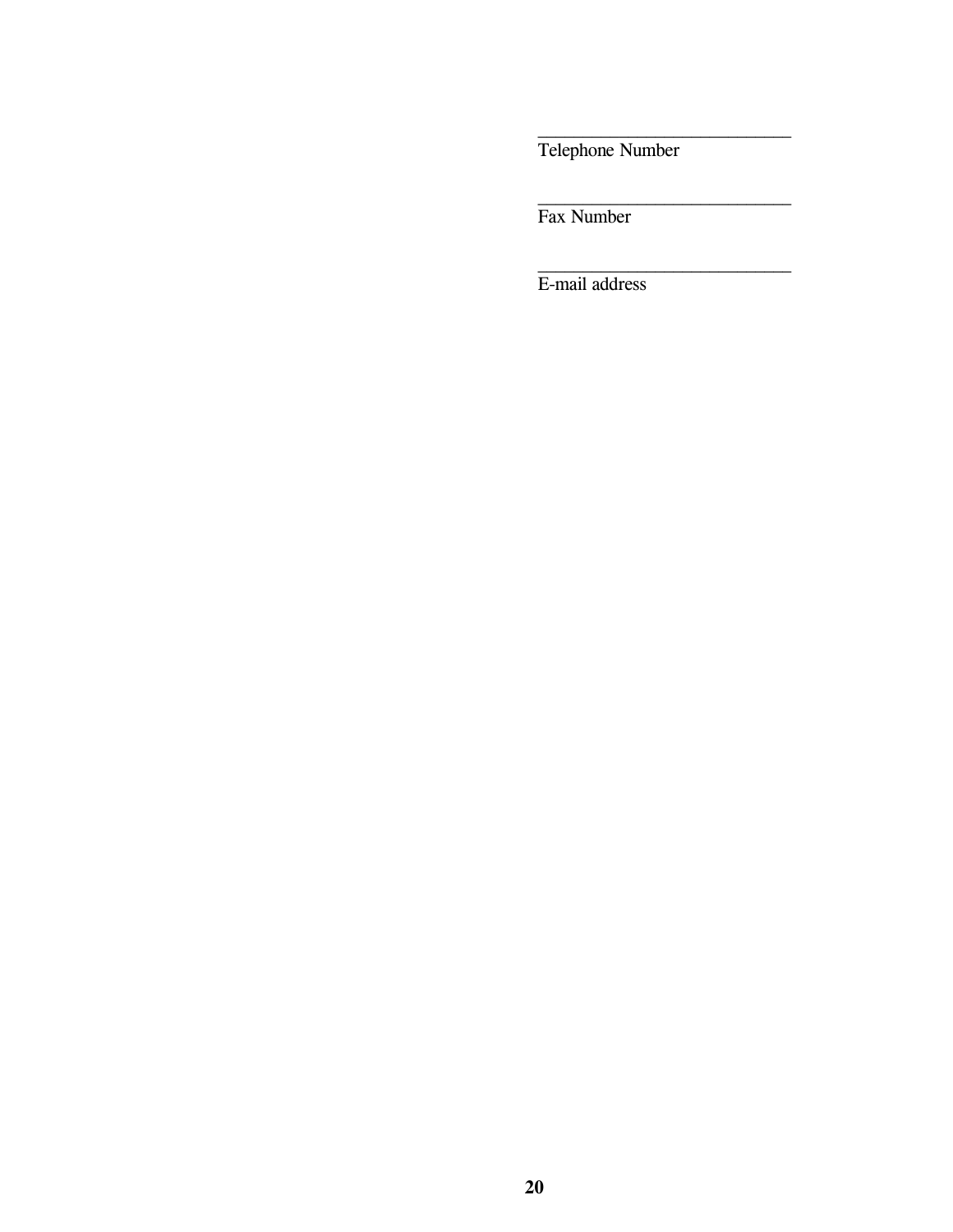\_\_\_\_\_\_\_\_\_\_\_\_\_\_\_\_\_\_\_\_\_\_\_\_\_\_\_\_
Telephone Number

\_\_\_\_\_\_\_\_\_\_\_\_\_\_\_\_\_\_\_\_\_\_\_\_\_\_\_\_
Fax Number

\_\_\_\_\_\_\_\_\_\_\_\_\_\_\_\_\_\_\_\_\_\_\_\_\_\_\_\_
E-mail address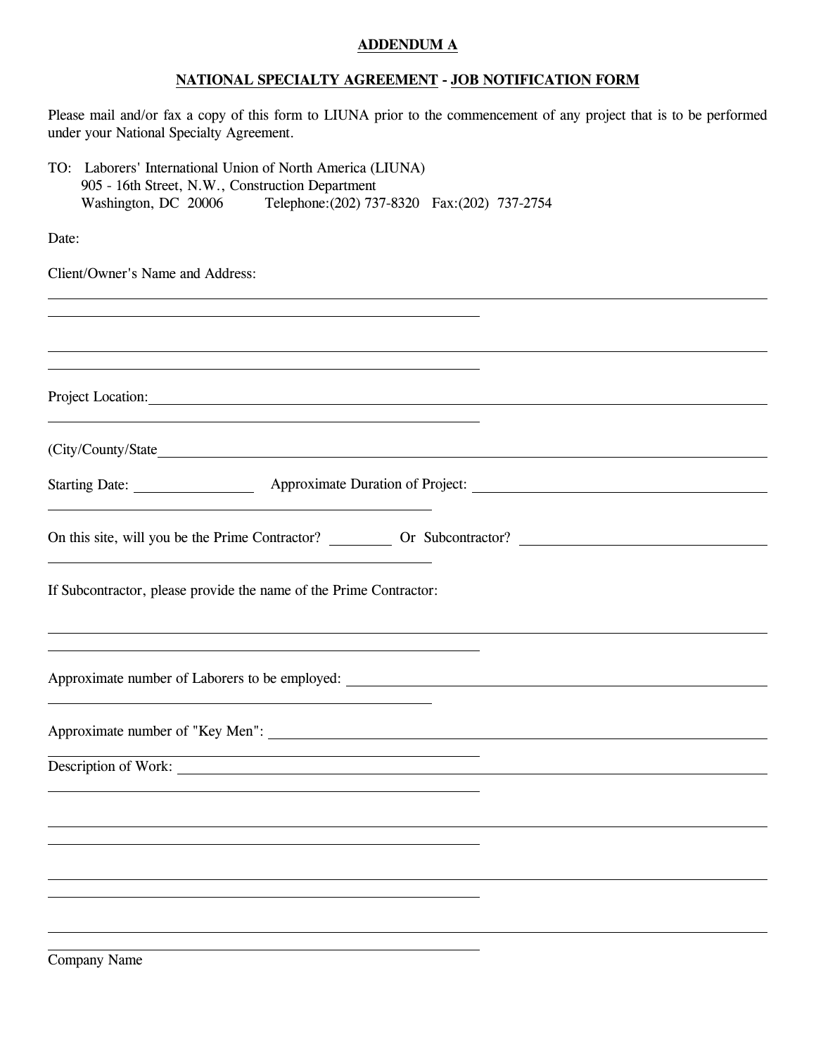**ADDENDUM A**

**NATIONAL SPECIALTY AGREEMENT - JOB NOTIFICATION FORM**

Please mail and/or fax a copy of this form to LIUNA prior to the commencement of any project that is to be performed under your National Specialty Agreement.

TO: Laborers' International Union of North America (LIUNA)
905 - 16th Street, N.W., Construction Department
Washington, DC 20006 Telephone:(202) 737-8320 Fax:(202) 737-2754

Date:

Client/Owner's Name and Address: \_\_\_\_\_\_\_\_\_\_\_\_\_\_\_\_\_\_\_\_\_\_\_\_\_\_\_\_\_\_\_\_\_\_\_\_\_\_\_\_

\_\_\_\_\_\_\_\_\_\_\_\_\_\_\_\_\_\_\_\_\_\_\_\_\_\_\_\_\_\_\_\_\_\_\_\_\_\_\_\_

\_\_\_\_\_\_\_\_\_\_\_\_\_\_\_\_\_\_\_\_\_\_\_\_\_\_\_\_\_\_\_\_\_\_\_\_\_\_\_\_

\_\_\_\_\_\_\_\_\_\_\_\_\_\_\_\_\_\_\_\_\_\_\_\_\_\_\_\_\_\_\_\_\_\_\_\_\_\_\_\_

Project Location: \_\_\_\_\_\_\_\_\_\_\_\_\_\_\_\_\_\_\_\_\_\_\_\_\_\_\_\_\_\_\_\_\_\_\_\_\_\_\_\_

\_\_\_\_\_\_\_\_\_\_\_\_\_\_\_\_\_\_\_\_\_\_\_\_\_\_\_\_\_\_\_\_\_\_\_\_\_\_\_\_

(City/County/State \_\_\_\_\_\_\_\_\_\_\_\_\_\_\_\_\_\_\_\_\_\_\_\_\_\_\_\_\_\_\_\_\_\_\_\_\_\_\_\_

Starting Date: \_\_\_\_\_\_\_\_\_\_\_\_ Approximate Duration of Project: \_\_\_\_\_\_\_\_\_\_\_\_\_\_\_\_\_\_\_\_

\_\_\_\_\_\_\_\_\_\_\_\_\_\_\_\_\_\_\_\_\_\_\_\_\_\_\_\_\_\_\_\_\_\_\_\_\_\_\_\_

On this site, will you be the Prime Contractor? \_\_\_\_\_\_\_\_ Or Subcontractor? \_\_\_\_\_\_\_\_\_\_\_\_\_\_\_\_

\_\_\_\_\_\_\_\_\_\_\_\_\_\_\_\_\_\_\_\_\_\_\_\_\_\_\_\_\_\_\_\_\_\_\_\_\_\_\_\_

If Subcontractor, please provide the name of the Prime Contractor:

\_\_\_\_\_\_\_\_\_\_\_\_\_\_\_\_\_\_\_\_\_\_\_\_\_\_\_\_\_\_\_\_\_\_\_\_\_\_\_\_

\_\_\_\_\_\_\_\_\_\_\_\_\_\_\_\_\_\_\_\_\_\_\_\_\_\_\_\_\_\_\_\_\_\_\_\_\_\_\_\_

Approximate number of Laborers to be employed: \_\_\_\_\_\_\_\_\_\_\_\_\_\_\_\_\_\_\_\_\_\_\_\_\_\_\_\_

\_\_\_\_\_\_\_\_\_\_\_\_\_\_\_\_\_\_\_\_\_\_\_\_\_\_\_\_\_\_\_\_\_\_\_\_\_\_\_\_

Approximate number of "Key Men": \_\_\_\_\_\_\_\_\_\_\_\_\_\_\_\_\_\_\_\_\_\_\_\_\_\_\_\_\_\_\_\_\_\_

\_\_\_\_\_\_\_\_\_\_\_\_\_\_\_\_\_\_\_\_\_\_\_\_\_\_\_\_\_\_\_\_\_\_\_\_\_\_\_\_

Description of Work: \_\_\_\_\_\_\_\_\_\_\_\_\_\_\_\_\_\_\_\_\_\_\_\_\_\_\_\_\_\_\_\_\_\_\_\_\_\_\_\_

\_\_\_\_\_\_\_\_\_\_\_\_\_\_\_\_\_\_\_\_\_\_\_\_\_\_\_\_\_\_\_\_\_\_\_\_\_\_\_\_

\_\_\_\_\_\_\_\_\_\_\_\_\_\_\_\_\_\_\_\_\_\_\_\_\_\_\_\_\_\_\_\_\_\_\_\_\_\_\_\_

\_\_\_\_\_\_\_\_\_\_\_\_\_\_\_\_\_\_\_\_\_\_\_\_\_\_\_\_\_\_\_\_\_\_\_\_\_\_\_\_

\_\_\_\_\_\_\_\_\_\_\_\_\_\_\_\_\_\_\_\_\_\_\_\_\_\_\_\_\_\_\_\_\_\_\_\_\_\_\_\_

\_\_\_\_\_\_\_\_\_\_\_\_\_\_\_\_\_\_\_\_\_\_\_\_\_\_\_\_\_\_\_\_\_\_\_\_\_\_\_\_

\_\_\_\_\_\_\_\_\_\_\_\_\_\_\_\_\_\_\_\_\_\_\_\_\_\_\_\_\_\_\_\_\_\_\_\_\_\_\_\_

\_\_\_\_\_\_\_\_\_\_\_\_\_\_\_\_\_\_\_\_\_\_\_\_\_\_\_\_\_\_\_\_\_\_\_\_\_\_\_\_

Company Name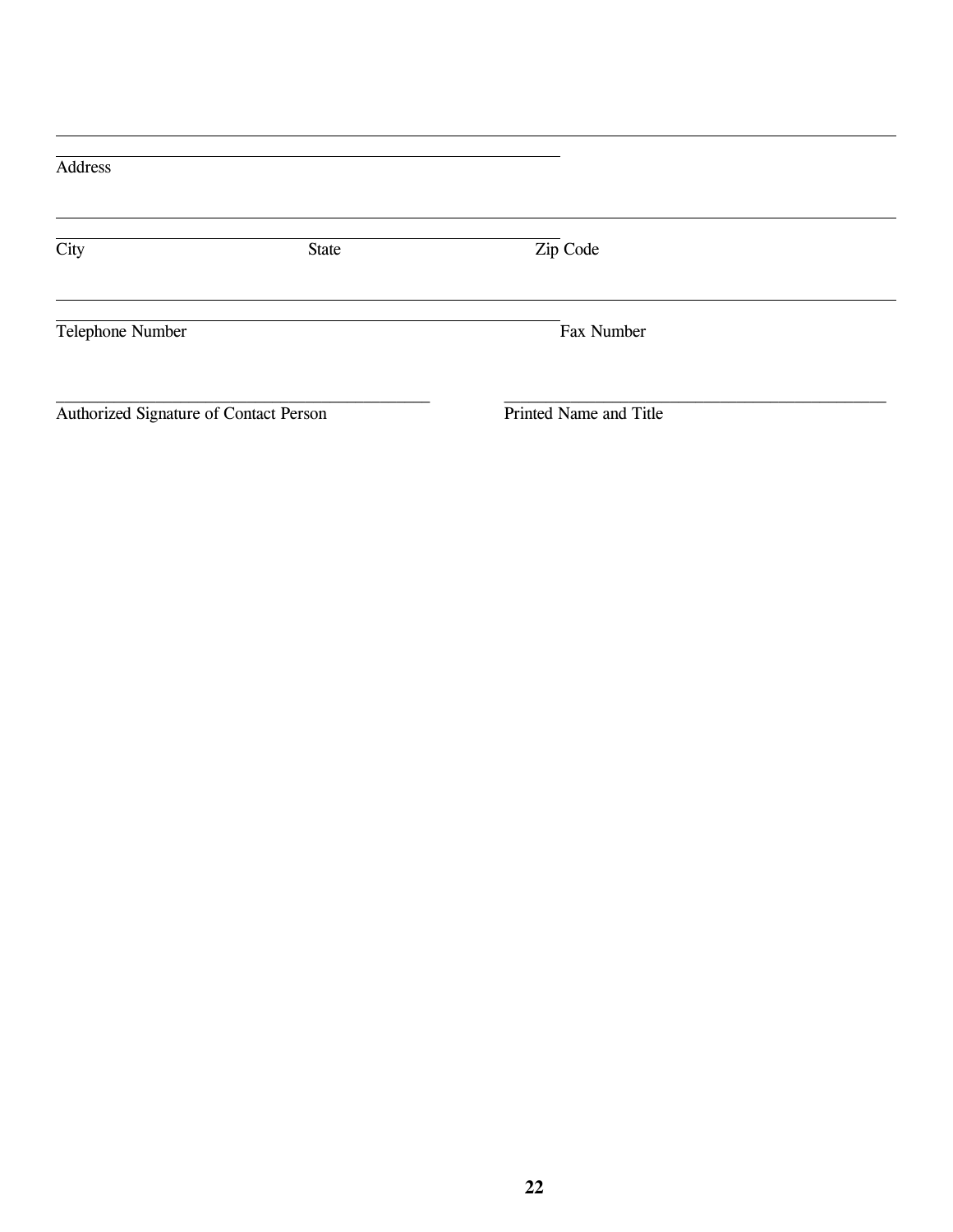______________________________________________________________________

Address

______________________________________________________________________

City State Zip Code

______________________________________________________________________

Telephone Number Fax Number

_________________________________________ _________________________________________

Authorized Signature of Contact Person Printed Name and Title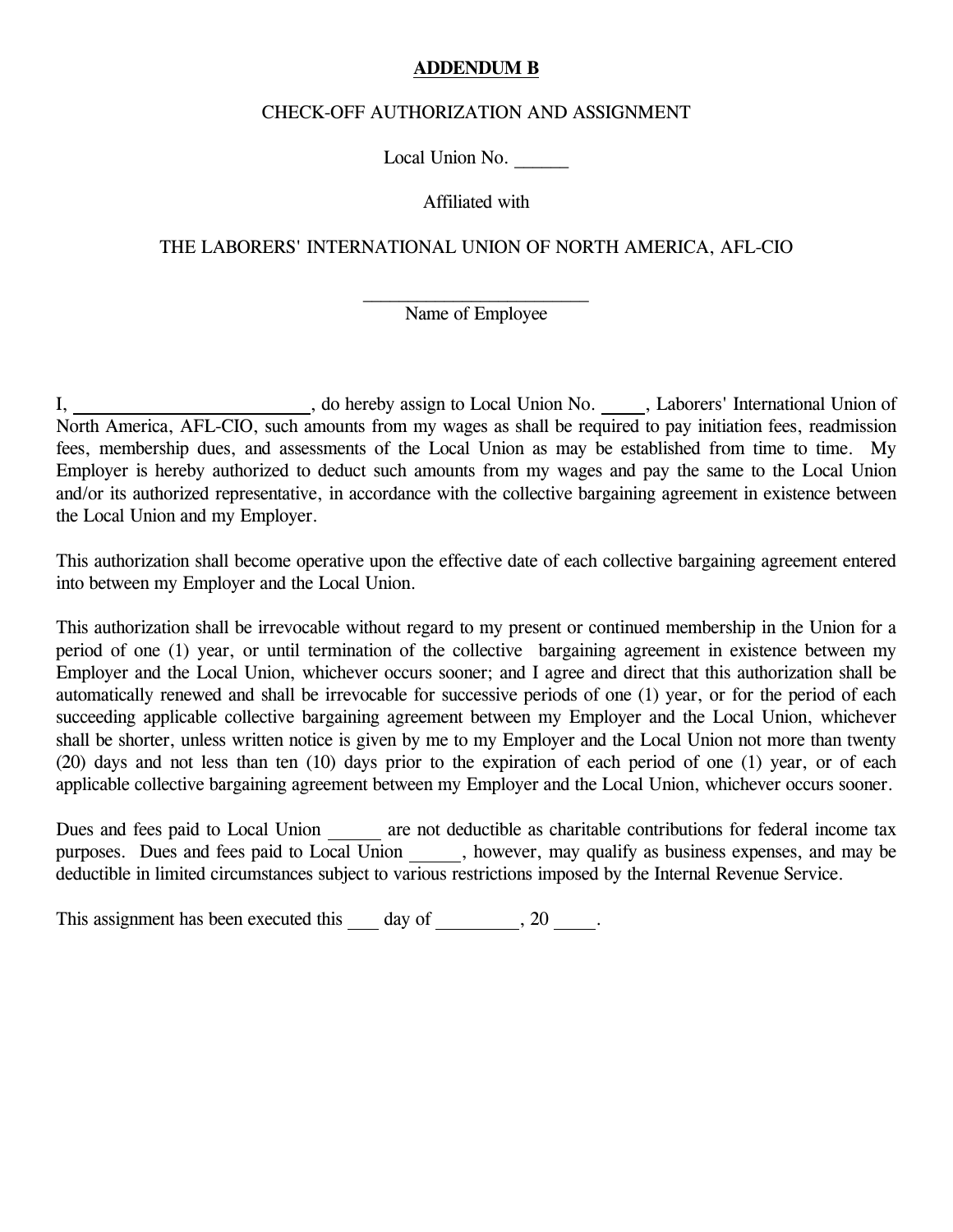**ADDENDUM B**

CHECK-OFF AUTHORIZATION AND ASSIGNMENT

Local Union No. ______

Affiliated with

THE LABORERS' INTERNATIONAL UNION OF NORTH AMERICA, AFL-CIO

________________________
Name of Employee

I, ________________________, do hereby assign to Local Union No. _____, Laborers' International Union of North America, AFL-CIO, such amounts from my wages as shall be required to pay initiation fees, readmission fees, membership dues, and assessments of the Local Union as may be established from time to time. My Employer is hereby authorized to deduct such amounts from my wages and pay the same to the Local Union and/or its authorized representative, in accordance with the collective bargaining agreement in existence between the Local Union and my Employer.

This authorization shall become operative upon the effective date of each collective bargaining agreement entered into between my Employer and the Local Union.

This authorization shall be irrevocable without regard to my present or continued membership in the Union for a period of one (1) year, or until termination of the collective bargaining agreement in existence between my Employer and the Local Union, whichever occurs sooner; and I agree and direct that this authorization shall be automatically renewed and shall be irrevocable for successive periods of one (1) year, or for the period of each succeeding applicable collective bargaining agreement between my Employer and the Local Union, whichever shall be shorter, unless written notice is given by me to my Employer and the Local Union not more than twenty (20) days and not less than ten (10) days prior to the expiration of each period of one (1) year, or of each applicable collective bargaining agreement between my Employer and the Local Union, whichever occurs sooner.

Dues and fees paid to Local Union ______ are not deductible as charitable contributions for federal income tax purposes. Dues and fees paid to Local Union ______, however, may qualify as business expenses, and may be deductible in limited circumstances subject to various restrictions imposed by the Internal Revenue Service.

This assignment has been executed this ___ day of _________, 20 ____.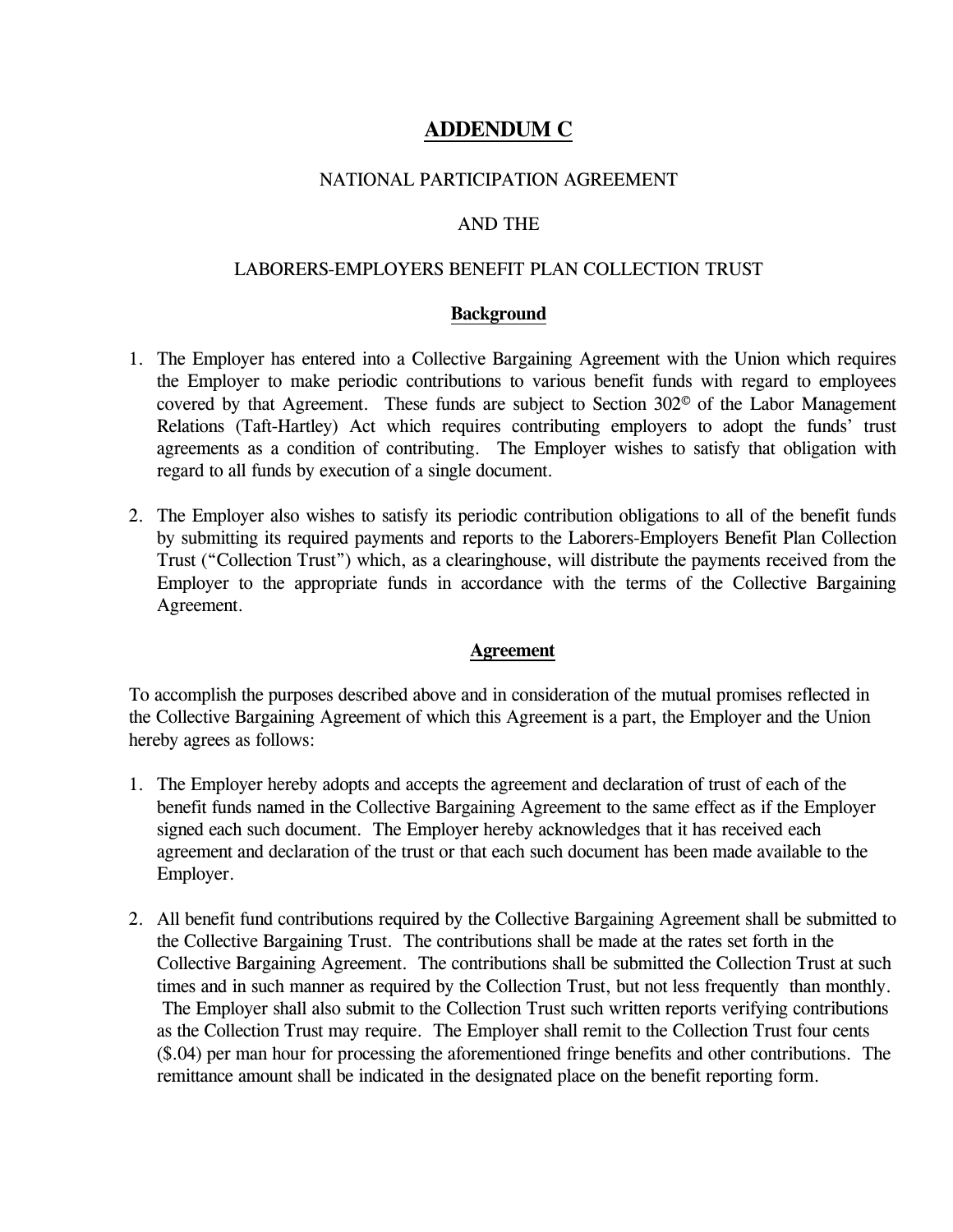# ADDENDUM C

NATIONAL PARTICIPATION AGREEMENT

AND THE

LABORERS-EMPLOYERS BENEFIT PLAN COLLECTION TRUST

## Background

1. The Employer has entered into a Collective Bargaining Agreement with the Union which requires the Employer to make periodic contributions to various benefit funds with regard to employees covered by that Agreement. These funds are subject to Section 302© of the Labor Management Relations (Taft-Hartley) Act which requires contributing employers to adopt the funds' trust agreements as a condition of contributing. The Employer wishes to satisfy that obligation with regard to all funds by execution of a single document.

2. The Employer also wishes to satisfy its periodic contribution obligations to all of the benefit funds by submitting its required payments and reports to the Laborers-Employers Benefit Plan Collection Trust ("Collection Trust") which, as a clearinghouse, will distribute the payments received from the Employer to the appropriate funds in accordance with the terms of the Collective Bargaining Agreement.

## Agreement

To accomplish the purposes described above and in consideration of the mutual promises reflected in the Collective Bargaining Agreement of which this Agreement is a part, the Employer and the Union hereby agrees as follows:

1. The Employer hereby adopts and accepts the agreement and declaration of trust of each of the benefit funds named in the Collective Bargaining Agreement to the same effect as if the Employer signed each such document. The Employer hereby acknowledges that it has received each agreement and declaration of the trust or that each such document has been made available to the Employer.

2. All benefit fund contributions required by the Collective Bargaining Agreement shall be submitted to the Collective Bargaining Trust. The contributions shall be made at the rates set forth in the Collective Bargaining Agreement. The contributions shall be submitted the Collection Trust at such times and in such manner as required by the Collection Trust, but not less frequently than monthly. The Employer shall also submit to the Collection Trust such written reports verifying contributions as the Collection Trust may require. The Employer shall remit to the Collection Trust four cents ($.04) per man hour for processing the aforementioned fringe benefits and other contributions. The remittance amount shall be indicated in the designated place on the benefit reporting form.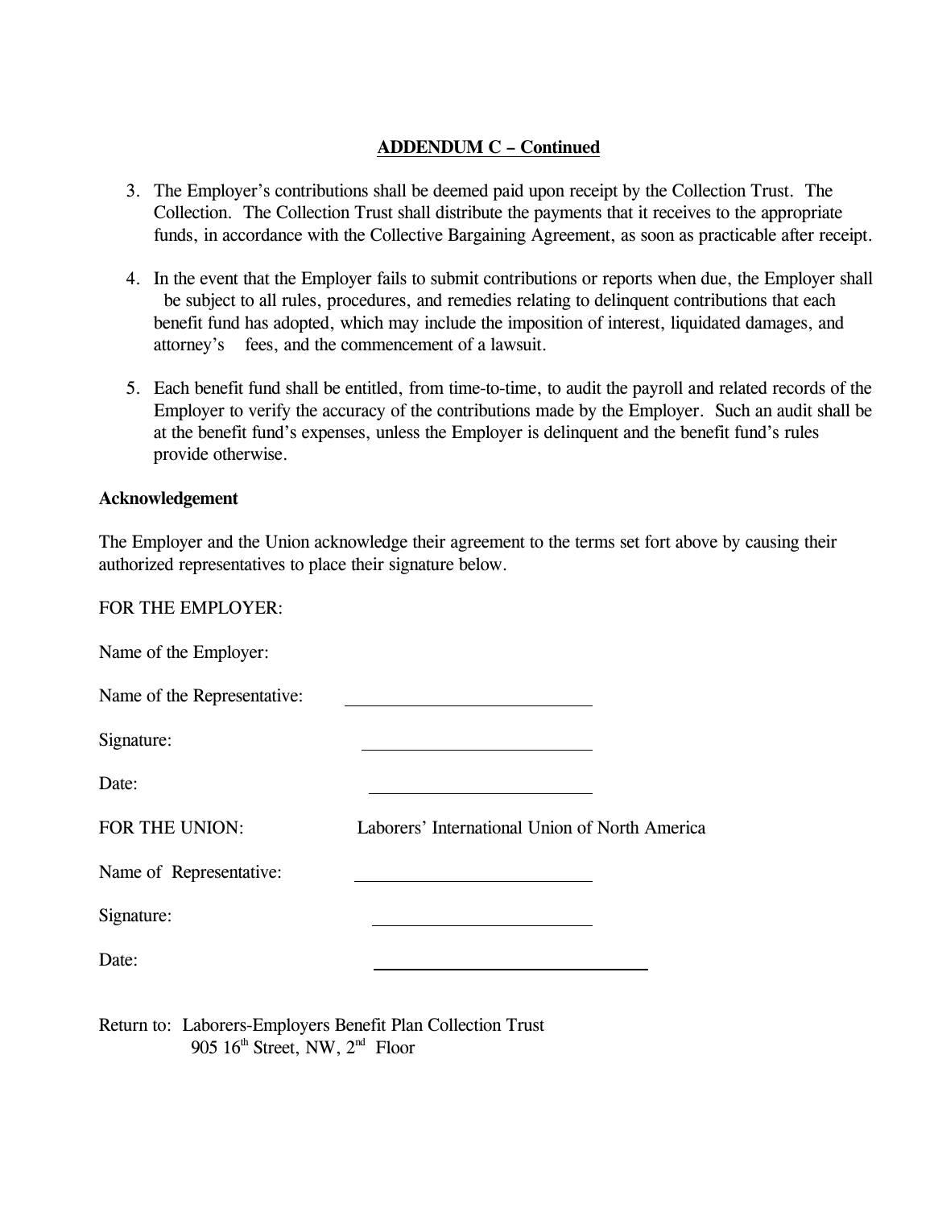**ADDENDUM C – Continued**

3. The Employer's contributions shall be deemed paid upon receipt by the Collection Trust. The Collection. The Collection Trust shall distribute the payments that it receives to the appropriate funds, in accordance with the Collective Bargaining Agreement, as soon as practicable after receipt.

4. In the event that the Employer fails to submit contributions or reports when due, the Employer shall be subject to all rules, procedures, and remedies relating to delinquent contributions that each benefit fund has adopted, which may include the imposition of interest, liquidated damages, and attorney's fees, and the commencement of a lawsuit.

5. Each benefit fund shall be entitled, from time-to-time, to audit the payroll and related records of the Employer to verify the accuracy of the contributions made by the Employer. Such an audit shall be at the benefit fund's expenses, unless the Employer is delinquent and the benefit fund's rules provide otherwise.

**Acknowledgement**

The Employer and the Union acknowledge their agreement to the terms set fort above by causing their authorized representatives to place their signature below.

FOR THE EMPLOYER:

Name of the Employer:

Name of the Representative: ______________________

Signature: ______________________

Date: ______________________

FOR THE UNION: Laborers' International Union of North America

Name of Representative: ______________________

Signature: ______________________

Date: ______________________

Return to: Laborers-Employers Benefit Plan Collection Trust
905 16th Street, NW, 2nd Floor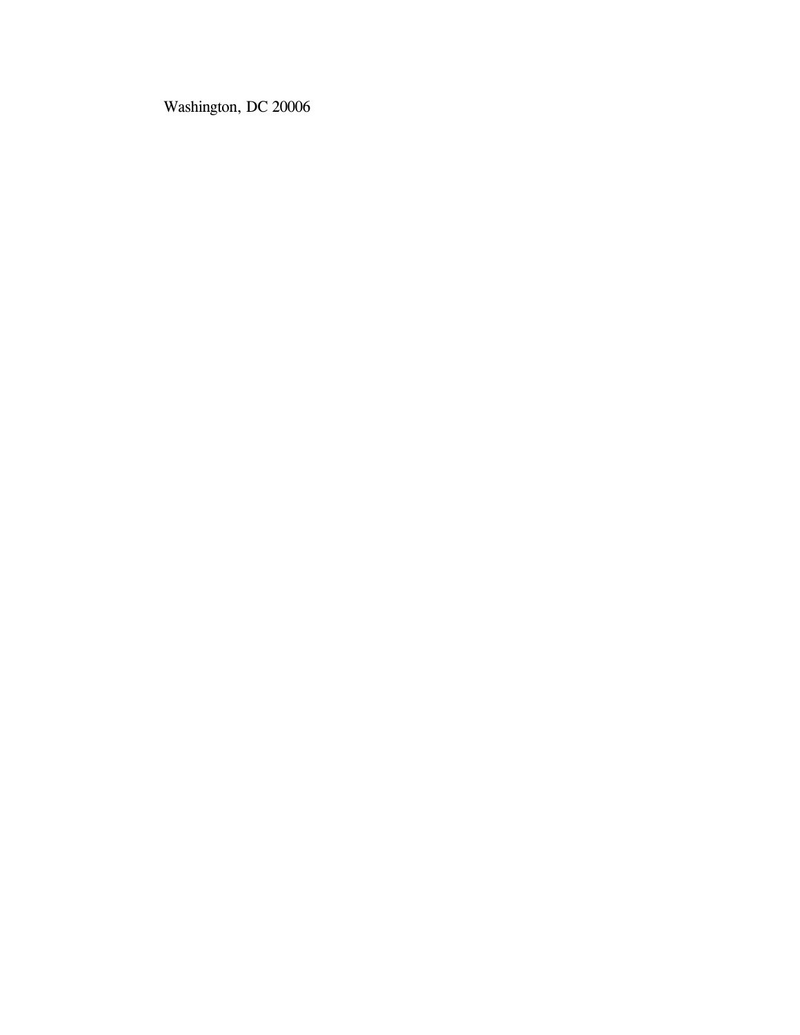Washington, DC 20006